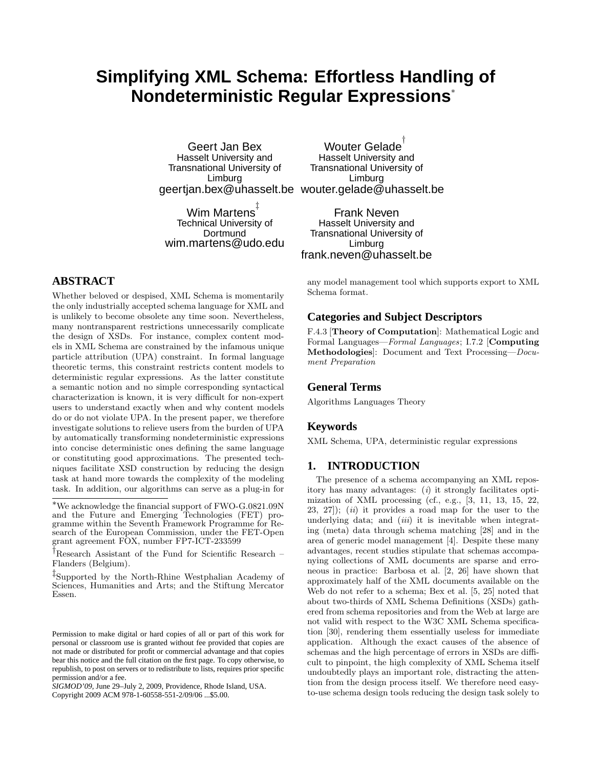# Simplifying XML Schema: Effortless Handling of Nondeterministic Regular Expressions*

Geert Jan Bex
Hasselt University and Transnational University of Limburg
geertjan.bex@uhasselt.be

Wouter Gelade†
Hasselt University and Transnational University of Limburg
wouter.gelade@uhasselt.be

Wim Martens‡
Technical University of Dortmund
wim.martens@udo.edu

Frank Neven
Hasselt University and Transnational University of Limburg
frank.neven@uhasselt.be

## ABSTRACT

Whether beloved or despised, XML Schema is momentarily the only industrially accepted schema language for XML and is unlikely to become obsolete any time soon. Nevertheless, many nontransparent restrictions unnecessarily complicate the design of XSDs. For instance, complex content models in XML Schema are constrained by the infamous unique particle attribution (UPA) constraint. In formal language theoretic terms, this constraint restricts content models to deterministic regular expressions. As the latter constitute a semantic notion and no simple corresponding syntactical characterization is known, it is very difficult for non-expert users to understand exactly when and why content models do or do not violate UPA. In the present paper, we therefore investigate solutions to relieve users from the burden of UPA by automatically transforming nondeterministic expressions into concise deterministic ones defining the same language or constituting good approximations. The presented techniques facilitate XSD construction by reducing the design task at hand more towards the complexity of the modeling task. In addition, our algorithms can serve as a plug-in for any model management tool which supports export to XML Schema format.

*We acknowledge the financial support of FWO-G.0821.09N and the Future and Emerging Technologies (FET) programme within the Seventh Framework Programme for Research of the European Commission, under the FET-Open grant agreement FOX, number FP7-ICT-233599

†Research Assistant of the Fund for Scientific Research – Flanders (Belgium).

‡Supported by the North-Rhine Westphalian Academy of Sciences, Humanities and Arts; and the Stiftung Mercator Essen.

Permission to make digital or hard copies of all or part of this work for personal or classroom use is granted without fee provided that copies are not made or distributed for profit or commercial advantage and that copies bear this notice and the full citation on the first page. To copy otherwise, to republish, to post on servers or to redistribute to lists, requires prior specific permission and/or a fee.
*SIGMOD'09*, June 29–July 2, 2009, Providence, Rhode Island, USA.
Copyright 2009 ACM 978-1-60558-551-2/09/06 ...$5.00.

## Categories and Subject Descriptors

F.4.3 [**Theory of Computation**]: Mathematical Logic and Formal Languages—*Formal Languages*; I.7.2 [**Computing Methodologies**]: Document and Text Processing—*Document Preparation*

## General Terms

Algorithms Languages Theory

## Keywords

XML Schema, UPA, deterministic regular expressions

## 1. INTRODUCTION

The presence of a schema accompanying an XML repository has many advantages: (*i*) it strongly facilitates optimization of XML processing (cf., e.g., [3, 11, 13, 15, 22, 23, 27]); (*ii*) it provides a road map for the user to the underlying data; and (*iii*) it is inevitable when integrating (meta) data through schema matching [28] and in the area of generic model management [4]. Despite these many advantages, recent studies stipulate that schemas accompanying collections of XML documents are sparse and erroneous in practice: Barbosa et al. [2, 26] have shown that approximately half of the XML documents available on the Web do not refer to a schema; Bex et al. [5, 25] noted that about two-thirds of XML Schema Definitions (XSDs) gathered from schema repositories and from the Web at large are not valid with respect to the W3C XML Schema specification [30], rendering them essentially useless for immediate application. Although the exact causes of the absence of schemas and the high percentage of errors in XSDs are difficult to pinpoint, the high complexity of XML Schema itself undoubtedly plays an important role, distracting the attention from the design process itself. We therefore need easy-to-use schema design tools reducing the design task solely to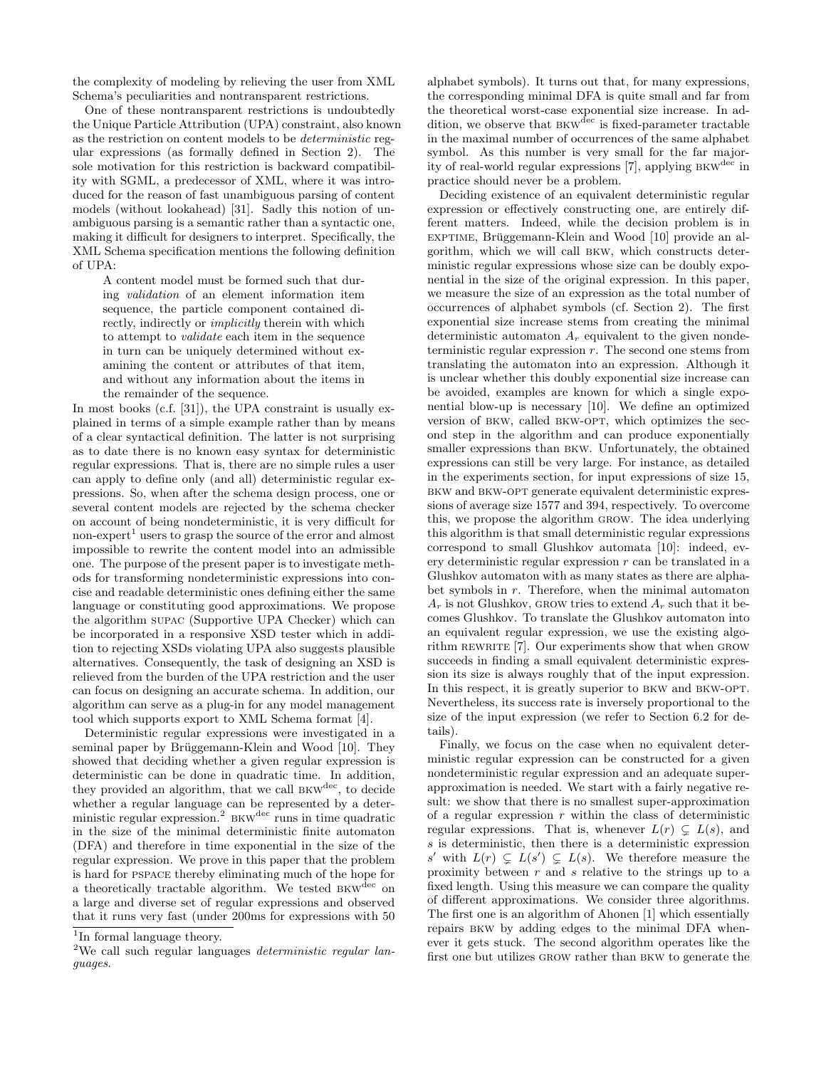the complexity of modeling by relieving the user from XML Schema's peculiarities and nontransparent restrictions.

One of these nontransparent restrictions is undoubtedly the Unique Particle Attribution (UPA) constraint, also known as the restriction on content models to be *deterministic* regular expressions (as formally defined in Section 2). The sole motivation for this restriction is backward compatibility with SGML, a predecessor of XML, where it was introduced for the reason of fast unambiguous parsing of content models (without lookahead) [31]. Sadly this notion of unambiguous parsing is a semantic rather than a syntactic one, making it difficult for designers to interpret. Specifically, the XML Schema specification mentions the following definition of UPA:

> A content model must be formed such that during *validation* of an element information item sequence, the particle component contained directly, indirectly or *implicitly* therein with which to attempt to *validate* each item in the sequence in turn can be uniquely determined without examining the content or attributes of that item, and without any information about the items in the remainder of the sequence.

In most books (c.f. [31]), the UPA constraint is usually explained in terms of a simple example rather than by means of a clear syntactical definition. The latter is not surprising as to date there is no known easy syntax for deterministic regular expressions. That is, there are no simple rules a user can apply to define only (and all) deterministic regular expressions. So, when after the schema design process, one or several content models are rejected by the schema checker on account of being nondeterministic, it is very difficult for non-expert[1] users to grasp the source of the error and almost impossible to rewrite the content model into an admissible one. The purpose of the present paper is to investigate methods for transforming nondeterministic expressions into concise and readable deterministic ones defining either the same language or constituting good approximations. We propose the algorithm SUPAC (Supportive UPA Checker) which can be incorporated in a responsive XSD tester which in addition to rejecting XSDs violating UPA also suggests plausible alternatives. Consequently, the task of designing an XSD is relieved from the burden of the UPA restriction and the user can focus on designing an accurate schema. In addition, our algorithm can serve as a plug-in for any model management tool which supports export to XML Schema format [4].

Deterministic regular expressions were investigated in a seminal paper by Brüggemann-Klein and Wood [10]. They showed that deciding whether a given regular expression is deterministic can be done in quadratic time. In addition, they provided an algorithm, that we call BKW$^{\text{dec}}$, to decide whether a regular language can be represented by a deterministic regular expression.[2] BKW$^{\text{dec}}$ runs in time quadratic in the size of the minimal deterministic finite automaton (DFA) and therefore in time exponential in the size of the regular expression. We prove in this paper that the problem is hard for PSPACE thereby eliminating much of the hope for a theoretically tractable algorithm. We tested BKW$^{\text{dec}}$ on a large and diverse set of regular expressions and observed that it runs very fast (under 200ms for expressions with 50 alphabet symbols). It turns out that, for many expressions, the corresponding minimal DFA is quite small and far from the theoretical worst-case exponential size increase. In addition, we observe that BKW$^{\text{dec}}$ is fixed-parameter tractable in the maximal number of occurrences of the same alphabet symbol. As this number is very small for the far majority of real-world regular expressions [7], applying BKW$^{\text{dec}}$ in practice should never be a problem.

Deciding existence of an equivalent deterministic regular expression or effectively constructing one, are entirely different matters. Indeed, while the decision problem is in EXPTIME, Brüggemann-Klein and Wood [10] provide an algorithm, which we will call BKW, which constructs deterministic regular expressions whose size can be doubly exponential in the size of the original expression. In this paper, we measure the size of an expression as the total number of occurrences of alphabet symbols (cf. Section 2). The first exponential size increase stems from creating the minimal deterministic automaton $A_r$ equivalent to the given nondeterministic regular expression $r$. The second one stems from translating the automaton into an expression. Although it is unclear whether this doubly exponential size increase can be avoided, examples are known for which a single exponential blow-up is necessary [10]. We define an optimized version of BKW, called BKW-OPT, which optimizes the second step in the algorithm and can produce exponentially smaller expressions than BKW. Unfortunately, the obtained expressions can still be very large. For instance, as detailed in the experiments section, for input expressions of size 15, BKW and BKW-OPT generate equivalent deterministic expressions of average size 1577 and 394, respectively. To overcome this, we propose the algorithm GROW. The idea underlying this algorithm is that small deterministic regular expressions correspond to small Glushkov automata [10]: indeed, every deterministic regular expression $r$ can be translated in a Glushkov automaton with as many states as there are alphabet symbols in $r$. Therefore, when the minimal automaton $A_r$ is not Glushkov, GROW tries to extend $A_r$ such that it becomes Glushkov. To translate the Glushkov automaton into an equivalent regular expression, we use the existing algorithm REWRITE [7]. Our experiments show that when GROW succeeds in finding a small equivalent deterministic expression its size is always roughly that of the input expression. In this respect, it is greatly superior to BKW and BKW-OPT. Nevertheless, its success rate is inversely proportional to the size of the input expression (we refer to Section 6.2 for details).

Finally, we focus on the case when no equivalent deterministic regular expression can be constructed for a given nondeterministic regular expression and an adequate super-approximation is needed. We start with a fairly negative result: we show that there is no smallest super-approximation of a regular expression $r$ within the class of deterministic regular expressions. That is, whenever $L(r) \subsetneq L(s)$, and $s$ is deterministic, then there is a deterministic expression $s'$ with $L(r) \subsetneq L(s') \subsetneq L(s)$. We therefore measure the proximity between $r$ and $s$ relative to the strings up to a fixed length. Using this measure we can compare the quality of different approximations. We consider three algorithms. The first one is an algorithm of Ahonen [1] which essentially repairs BKW by adding edges to the minimal DFA whenever it gets stuck. The second algorithm operates like the first one but utilizes GROW rather than BKW to generate the

[1] In formal language theory.

[2] We call such regular languages *deterministic regular languages*.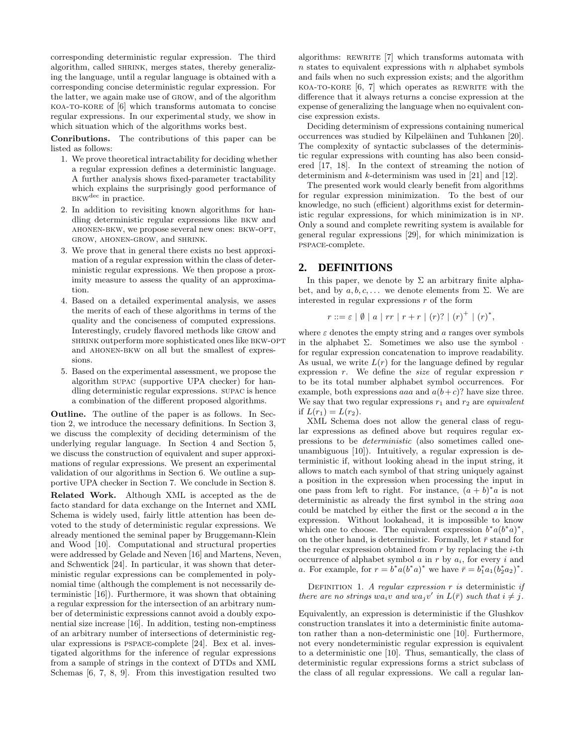corresponding deterministic regular expression. The third algorithm, called SHRINK, merges states, thereby generalizing the language, until a regular language is obtained with a corresponding concise deterministic regular expression. For the latter, we again make use of GROW, and of the algorithm KOA-TO-KORE of [6] which transforms automata to concise regular expressions. In our experimental study, we show in which situation which of the algorithms works best.

**Conributions.** The contributions of this paper can be listed as follows:

1. We prove theoretical intractability for deciding whether a regular expression defines a deterministic language. A further analysis shows fixed-parameter tractability which explains the surprisingly good performance of $\text{BKW}^{\text{dec}}$ in practice.
2. In addition to revisiting known algorithms for handling deterministic regular expressions like BKW and AHONEN-BKW, we propose several new ones: BKW-OPT, GROW, AHONEN-GROW, and SHRINK.
3. We prove that in general there exists no best approximation of a regular expression within the class of deterministic regular expressions. We then propose a proximity measure to assess the quality of an approximation.
4. Based on a detailed experimental analysis, we asses the merits of each of these algorithms in terms of the quality and the conciseness of computed expressions. Interestingly, crudely flavored methods like GROW and SHRINK outperform more sophisticated ones like BKW-OPT and AHONEN-BKW on all but the smallest of expressions.
5. Based on the experimental assessment, we propose the algorithm SUPAC (supportive UPA checker) for handling deterministic regular expressions. SUPAC is hence a combination of the different proposed algorithms.

**Outline.** The outline of the paper is as follows. In Section 2, we introduce the necessary definitions. In Section 3, we discuss the complexity of deciding determinism of the underlying regular language. In Section 4 and Section 5, we discuss the construction of equivalent and super approximations of regular expressions. We present an experimental validation of our algorithms in Section 6. We outline a supportive UPA checker in Section 7. We conclude in Section 8.

**Related Work.** Although XML is accepted as the de facto standard for data exchange on the Internet and XML Schema is widely used, fairly little attention has been devoted to the study of deterministic regular expressions. We already mentioned the seminal paper by Bruggemann-Klein and Wood [10]. Computational and structural properties were addressed by Gelade and Neven [16] and Martens, Neven, and Schwentick [24]. In particular, it was shown that deterministic regular expressions can be complemented in polynomial time (although the complement is not necessarily deterministic [16]). Furthermore, it was shown that obtaining a regular expression for the intersection of an arbitrary number of deterministic expressions cannot avoid a doubly exponential size increase [16]. In addition, testing non-emptiness of an arbitrary number of intersections of deterministic regular expressions is PSPACE-complete [24]. Bex et al. investigated algorithms for the inference of regular expressions from a sample of strings in the context of DTDs and XML Schemas [6, 7, 8, 9]. From this investigation resulted two algorithms: REWRITE [7] which transforms automata with $n$ states to equivalent expressions with $n$ alphabet symbols and fails when no such expression exists; and the algorithm KOA-TO-KORE [6, 7] which operates as REWRITE with the difference that it always returns a concise expression at the expense of generalizing the language when no equivalent concise expression exists.

Deciding determinism of expressions containing numerical occurrences was studied by Kilpeläinen and Tuhkanen [20]. The complexity of syntactic subclasses of the deterministic regular expressions with counting has also been considered [17, 18]. In the context of streaming the notion of determinism and $k$-determinism was used in [21] and [12].

The presented work would clearly benefit from algorithms for regular expression minimization. To the best of our knowledge, no such (efficient) algorithms exist for deterministic regular expressions, for which minimization is in NP. Only a sound and complete rewriting system is available for general regular expressions [29], for which minimization is PSPACE-complete.

## 2. DEFINITIONS

In this paper, we denote by $\Sigma$ an arbitrary finite alphabet, and by $a, b, c, \ldots$ we denote elements from $\Sigma$. We are interested in regular expressions $r$ of the form

$$r ::= \varepsilon \mid \emptyset \mid a \mid rr \mid r + r \mid (r)? \mid (r)^{+} \mid (r)^{*},$$

where $\varepsilon$ denotes the empty string and $a$ ranges over symbols in the alphabet $\Sigma$. Sometimes we also use the symbol $\cdot$ for regular expression concatenation to improve readability. As usual, we write $L(r)$ for the language defined by regular expression $r$. We define the *size* of regular expression $r$ to be its total number alphabet symbol occurrences. For example, both expressions $aaa$ and $a(b+c)?$ have size three. We say that two regular expressions $r_1$ and $r_2$ are *equivalent* if $L(r_1) = L(r_2)$.

XML Schema does not allow the general class of regular expressions as defined above but requires regular expressions to be *deterministic* (also sometimes called one-unambiguous [10]). Intuitively, a regular expression is deterministic if, without looking ahead in the input string, it allows to match each symbol of that string uniquely against a position in the expression when processing the input in one pass from left to right. For instance, $(a + b)^*a$ is not deterministic as already the first symbol in the string $aaa$ could be matched by either the first or the second $a$ in the expression. Without lookahead, it is impossible to know which one to choose. The equivalent expression $b^*a(b^*a)^*$, on the other hand, is deterministic. Formally, let $\bar{r}$ stand for the regular expression obtained from $r$ by replacing the $i$-th occurrence of alphabet symbol $a$ in $r$ by $a_i$, for every $i$ and $a$. For example, for $r = b^*a(b^*a)^*$ we have $\bar{r} = b_1^*a_1(b_2^*a_2)^*$.

Definition 1. *A regular expression $r$ is* deterministic *if there are no strings $wa_iv$ and $wa_jv'$ in $L(\bar{r})$ such that $i \neq j$.*

Equivalently, an expression is deterministic if the Glushkov construction translates it into a deterministic finite automaton rather than a non-deterministic one [10]. Furthermore, not every nondeterministic regular expression is equivalent to a deterministic one [10]. Thus, semantically, the class of deterministic regular expressions forms a strict subclass of the class of all regular expressions. We call a regular lan-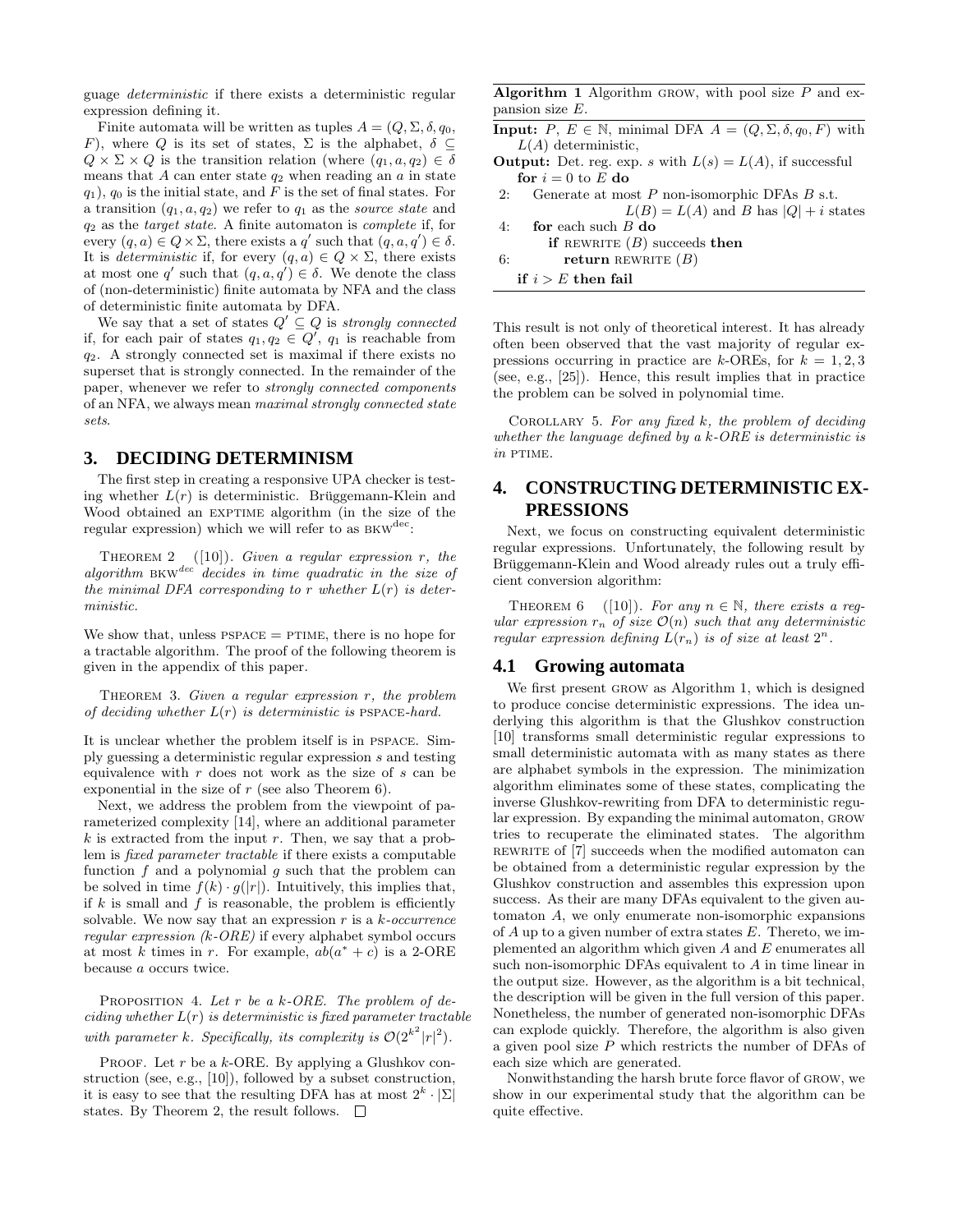guage *deterministic* if there exists a deterministic regular expression defining it.

Finite automata will be written as tuples $A = (Q, \Sigma, \delta, q_0, F)$, where $Q$ is its set of states, $\Sigma$ is the alphabet, $\delta \subseteq Q \times \Sigma \times Q$ is the transition relation (where $(q_1, a, q_2) \in \delta$ means that $A$ can enter state $q_2$ when reading an $a$ in state $q_1$), $q_0$ is the initial state, and $F$ is the set of final states. For a transition $(q_1, a, q_2)$ we refer to $q_1$ as the *source state* and $q_2$ as the *target state*. A finite automaton is *complete* if, for every $(q, a) \in Q \times \Sigma$, there exists a $q'$ such that $(q, a, q') \in \delta$. It is *deterministic* if, for every $(q, a) \in Q \times \Sigma$, there exists at most one $q'$ such that $(q, a, q') \in \delta$. We denote the class of (non-deterministic) finite automata by NFA and the class of deterministic finite automata by DFA.

We say that a set of states $Q' \subseteq Q$ is *strongly connected* if, for each pair of states $q_1, q_2 \in Q'$, $q_1$ is reachable from $q_2$. A strongly connected set is maximal if there exists no superset that is strongly connected. In the remainder of the paper, whenever we refer to *strongly connected components* of an NFA, we always mean *maximal strongly connected state sets*.

## 3. DECIDING DETERMINISM

The first step in creating a responsive UPA checker is testing whether $L(r)$ is deterministic. Brüggemann-Klein and Wood obtained an EXPTIME algorithm (in the size of the regular expression) which we will refer to as $\text{BKW}^{\text{dec}}$:

THEOREM 2 ([10]). *Given a regular expression $r$, the algorithm $\text{BKW}^{dec}$ decides in time quadratic in the size of the minimal DFA corresponding to $r$ whether $L(r)$ is deterministic.*

We show that, unless PSPACE = PTIME, there is no hope for a tractable algorithm. The proof of the following theorem is given in the appendix of this paper.

THEOREM 3. *Given a regular expression $r$, the problem of deciding whether $L(r)$ is deterministic is PSPACE-hard.*

It is unclear whether the problem itself is in PSPACE. Simply guessing a deterministic regular expression $s$ and testing equivalence with $r$ does not work as the size of $s$ can be exponential in the size of $r$ (see also Theorem 6).

Next, we address the problem from the viewpoint of parameterized complexity [14], where an additional parameter $k$ is extracted from the input $r$. Then, we say that a problem is *fixed parameter tractable* if there exists a computable function $f$ and a polynomial $g$ such that the problem can be solved in time $f(k) \cdot g(|r|)$. Intuitively, this implies that, if $k$ is small and $f$ is reasonable, the problem is efficiently solvable. We now say that an expression $r$ is a *$k$-occurrence regular expression ($k$-ORE)* if every alphabet symbol occurs at most $k$ times in $r$. For example, $ab(a^* + c)$ is a 2-ORE because $a$ occurs twice.

PROPOSITION 4. *Let $r$ be a $k$-ORE. The problem of deciding whether $L(r)$ is deterministic is fixed parameter tractable with parameter $k$. Specifically, its complexity is $\mathcal{O}(2^{k^2}|r|^2)$.*

PROOF. Let $r$ be a $k$-ORE. By applying a Glushkov construction (see, e.g., [10]), followed by a subset construction, it is easy to see that the resulting DFA has at most $2^k \cdot |\Sigma|$ states. By Theorem 2, the result follows. □

This result is not only of theoretical interest. It has already often been observed that the vast majority of regular expressions occurring in practice are $k$-OREs, for $k = 1, 2, 3$ (see, e.g., [25]). Hence, this result implies that in practice the problem can be solved in polynomial time.

COROLLARY 5. *For any fixed $k$, the problem of deciding whether the language defined by a $k$-ORE is deterministic is in* PTIME.

## 4. CONSTRUCTING DETERMINISTIC EXPRESSIONS

Next, we focus on constructing equivalent deterministic regular expressions. Unfortunately, the following result by Brüggemann-Klein and Wood already rules out a truly efficient conversion algorithm:

THEOREM 6 ([10]). *For any $n \in \mathbb{N}$, there exists a regular expression $r_n$ of size $\mathcal{O}(n)$ such that any deterministic regular expression defining $L(r_n)$ is of size at least $2^n$.*

### 4.1 Growing automata

**Algorithm 1** Algorithm GROW, with pool size $P$ and expansion size $E$.

```
Input: P, E ∈ ℕ, minimal DFA A = (Q, Σ, δ, q0, F) with
       L(A) deterministic,
Output: Det. reg. exp. s with L(s) = L(A), if successful
   for i = 0 to E do
2:    Generate at most P non-isomorphic DFAs B s.t.
                     L(B) = L(A) and B has |Q| + i states
4:    for each such B do
         if REWRITE (B) succeeds then
6:          return REWRITE (B)
   if i > E then fail
```

We first present GROW as Algorithm 1, which is designed to produce concise deterministic expressions. The idea underlying this algorithm is that the Glushkov construction [10] transforms small deterministic regular expressions to small deterministic automata with as many states as there are alphabet symbols in the expression. The minimization algorithm eliminates some of these states, complicating the inverse Glushkov-rewriting from DFA to deterministic regular expression. By expanding the minimal automaton, GROW tries to recuperate the eliminated states. The algorithm REWRITE of [7] succeeds when the modified automaton can be obtained from a deterministic regular expression by the Glushkov construction and assembles this expression upon success. As their are many DFAs equivalent to the given automaton $A$, we only enumerate non-isomorphic expansions of $A$ up to a given number of extra states $E$. Thereto, we implemented an algorithm which given $A$ and $E$ enumerates all such non-isomorphic DFAs equivalent to $A$ in time linear in the output size. However, as the algorithm is a bit technical, the description will be given in the full version of this paper. Nonetheless, the number of generated non-isomorphic DFAs can explode quickly. Therefore, the algorithm is also given a given pool size $P$ which restricts the number of DFAs of each size which are generated.

Nonwithstanding the harsh brute force flavor of GROW, we show in our experimental study that the algorithm can be quite effective.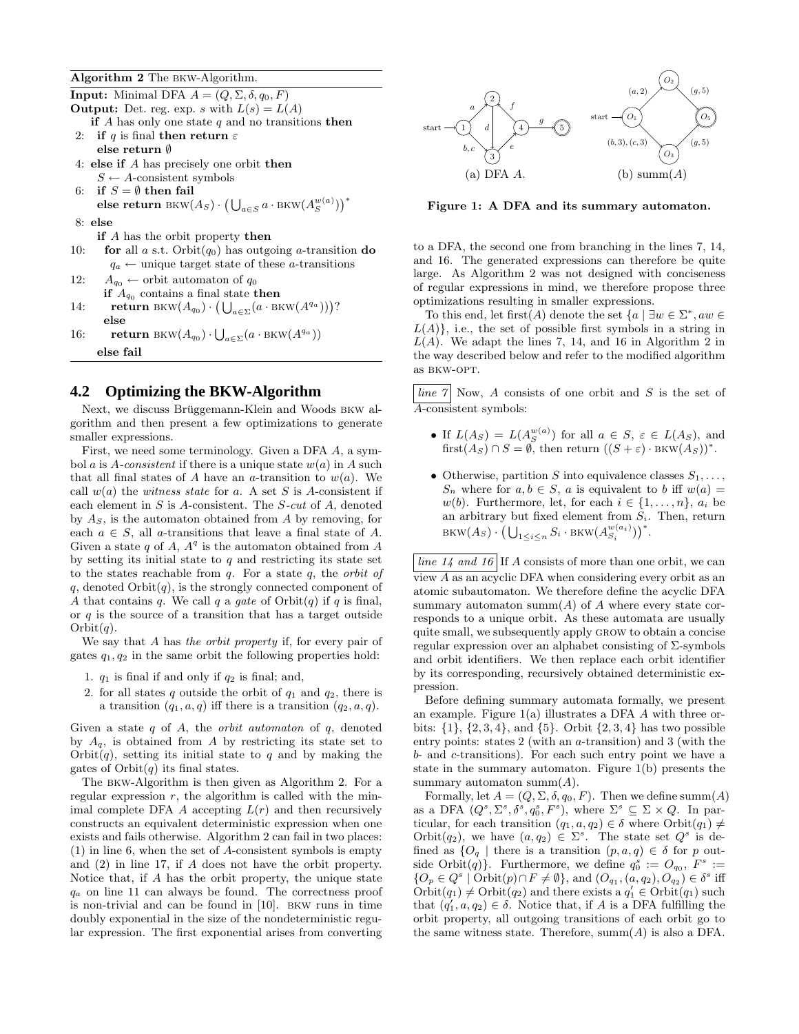**Algorithm 2** The BKW-Algorithm.

**Input:** Minimal DFA $A = (Q, \Sigma, \delta, q_0, F)$
**Output:** Det. reg. exp. $s$ with $L(s) = L(A)$

```
    if A has only one state q and no transitions then
 2:   if q is final then return ε
      else return ∅
 4: else if A has precisely one orbit then
      S ← A-consistent symbols
 6:   if S = ∅ then fail
      else return BKW(A_S) · (⋃_{a∈S} a · BKW(A_S^{w(a)}))*
 8: else
      if A has the orbit property then
10:     for all a s.t. Orbit(q_0) has outgoing a-transition do
          q_a ← unique target state of these a-transitions
12:     A_{q_0} ← orbit automaton of q_0
        if A_{q_0} contains a final state then
14:       return BKW(A_{q_0}) · (⋃_{a∈Σ}(a · BKW(A^{q_a})))?
        else
16:       return BKW(A_{q_0}) · ⋃_{a∈Σ}(a · BKW(A^{q_a}))
      else fail
```

## 4.2 Optimizing the BKW-Algorithm

Next, we discuss Brüggemann-Klein and Woods BKW algorithm and then present a few optimizations to generate smaller expressions.

First, we need some terminology. Given a DFA $A$, a symbol $a$ is *$A$-consistent* if there is a unique state $w(a)$ in $A$ such that all final states of $A$ have an $a$-transition to $w(a)$. We call $w(a)$ the *witness state* for $a$. A set $S$ is $A$-consistent if each element in $S$ is $A$-consistent. The *$S$-cut* of $A$, denoted by $A_S$, is the automaton obtained from $A$ by removing, for each $a \in S$, all $a$-transitions that leave a final state of $A$. Given a state $q$ of $A$, $A^q$ is the automaton obtained from $A$ by setting its initial state to $q$ and restricting its state set to the states reachable from $q$. For a state $q$, the *orbit of* $q$, denoted $\text{Orbit}(q)$, is the strongly connected component of $A$ that contains $q$. We call $q$ a *gate* of $\text{Orbit}(q)$ if $q$ is final, or $q$ is the source of a transition that has a target outside $\text{Orbit}(q)$.

We say that $A$ has *the orbit property* if, for every pair of gates $q_1, q_2$ in the same orbit the following properties hold:

1. $q_1$ is final if and only if $q_2$ is final; and,
2. for all states $q$ outside the orbit of $q_1$ and $q_2$, there is a transition $(q_1, a, q)$ iff there is a transition $(q_2, a, q)$.

Given a state $q$ of $A$, the *orbit automaton* of $q$, denoted by $A_q$, is obtained from $A$ by restricting its state set to $\text{Orbit}(q)$, setting its initial state to $q$ and by making the gates of $\text{Orbit}(q)$ its final states.

The BKW-Algorithm is then given as Algorithm 2. For a regular expression $r$, the algorithm is called with the minimal complete DFA $A$ accepting $L(r)$ and then recursively constructs an equivalent deterministic expression when one exists and fails otherwise. Algorithm 2 can fail in two places: (1) in line 6, when the set of $A$-consistent symbols is empty and (2) in line 17, if $A$ does not have the orbit property. Notice that, if $A$ has the orbit property, the unique state $q_a$ on line 11 can always be found. The correctness proof is non-trivial and can be found in [10]. BKW runs in time doubly exponential in the size of the nondeterministic regular expression. The first exponential arises from converting to a DFA, the second one from branching in the lines 7, 14, and 16. The generated expressions can therefore be quite large. As Algorithm 2 was not designed with conciseness of regular expressions in mind, we therefore propose three optimizations resulting in smaller expressions.

(a) DFA $A$. (b) summ($A$)

**Figure 1: A DFA and its summary automaton.**

To this end, let first($A$) denote the set $\{a \mid \exists w \in \Sigma^*, aw \in L(A)\}$, i.e., the set of possible first symbols in a string in $L(A)$. We adapt the lines 7, 14, and 16 in Algorithm 2 in the way described below and refer to the modified algorithm as BKW-OPT.

*line 7* Now, $A$ consists of one orbit and $S$ is the set of $A$-consistent symbols:

- If $L(A_S) = L(A_S^{w(a)})$ for all $a \in S$, $\varepsilon \in L(A_S)$, and $\text{first}(A_S) \cap S = \emptyset$, then return $((S + \varepsilon) \cdot \text{BKW}(A_S))^*$.
- Otherwise, partition $S$ into equivalence classes $S_1, \ldots, S_n$ where for $a, b \in S$, $a$ is equivalent to $b$ iff $w(a) = w(b)$. Furthermore, let, for each $i \in \{1, \ldots, n\}$, $a_i$ be an arbitrary but fixed element from $S_i$. Then, return $\text{BKW}(A_S) \cdot \left(\bigcup_{1 \leq i \leq n} S_i \cdot \text{BKW}(A_{S_i}^{w(a_i)})\right)^*$.

*line 14 and 16* If $A$ consists of more than one orbit, we can view $A$ as an acyclic DFA when considering every orbit as an atomic subautomaton. We therefore define the acyclic DFA summary automaton summ($A$) of $A$ where every state corresponds to a unique orbit. As these automata are usually quite small, we subsequently apply GROW to obtain a concise regular expression over an alphabet consisting of $\Sigma$-symbols and orbit identifiers. We then replace each orbit identifier by its corresponding, recursively obtained deterministic expression.

Before defining summary automata formally, we present an example. Figure 1(a) illustrates a DFA $A$ with three orbits: $\{1\}$, $\{2, 3, 4\}$, and $\{5\}$. Orbit $\{2, 3, 4\}$ has two possible entry points: states 2 (with an $a$-transition) and 3 (with the $b$- and $c$-transitions). For each such entry point we have a state in the summary automaton. Figure 1(b) presents the summary automaton summ($A$).

Formally, let $A = (Q, \Sigma, \delta, q_0, F)$. Then we define summ($A$) as a DFA $(Q^s, \Sigma^s, \delta^s, q_0^s, F^s)$, where $\Sigma^s \subseteq \Sigma \times Q$. In particular, for each transition $(q_1, a, q_2) \in \delta$ where $\text{Orbit}(q_1) \neq \text{Orbit}(q_2)$, we have $(a, q_2) \in \Sigma^s$. The state set $Q^s$ is defined as $\{O_q \mid \text{there is a transition } (p, a, q) \in \delta \text{ for } p \text{ outside Orbit}(q)\}$. Furthermore, we define $q_0^s := O_{q_0}$, $F^s := \{O_p \in Q^s \mid \text{Orbit}(p) \cap F \neq \emptyset\}$, and $(O_{q_1}, (a, q_2), O_{q_2}) \in \delta^s$ iff $\text{Orbit}(q_1) \neq \text{Orbit}(q_2)$ and there exists a $q_1' \in \text{Orbit}(q_1)$ such that $(q_1', a, q_2) \in \delta$. Notice that, if $A$ is a DFA fulfilling the orbit property, all outgoing transitions of each orbit go to the same witness state. Therefore, summ($A$) is also a DFA.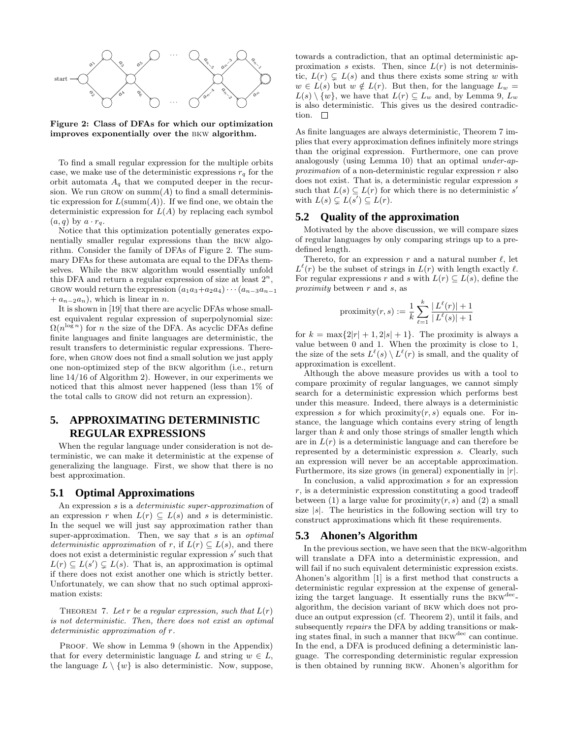**Figure 2: Class of DFAs for which our optimization improves exponentially over the BKW algorithm.**

To find a small regular expression for the multiple orbits case, we make use of the deterministic expressions $r_q$ for the orbit automata $A_q$ that we computed deeper in the recursion. We run GROW on $\text{summ}(A)$ to find a small deterministic expression for $L(\text{summ}(A))$. If we find one, we obtain the deterministic expression for $L(A)$ by replacing each symbol $(a, q)$ by $a \cdot r_q$.

Notice that this optimization potentially generates exponentially smaller regular expressions than the BKW algorithm. Consider the family of DFAs of Figure 2. The summary DFAs for these automata are equal to the DFAs themselves. While the BKW algorithm would essentially unfold this DFA and return a regular expression of size at least $2^n$, GROW would return the expression $(a_1a_3{+}a_2a_4)\cdots(a_{n-3}a_{n-1} + a_{n-2}a_n)$, which is linear in $n$.

It is shown in [19] that there are acyclic DFAs whose smallest equivalent regular expression of superpolynomial size: $\Omega(n^{\log n})$ for $n$ the size of the DFA. As acyclic DFAs define finite languages and finite languages are deterministic, the result transfers to deterministic regular expressions. Therefore, when GROW does not find a small solution we just apply one non-optimized step of the BKW algorithm (i.e., return line 14/16 of Algorithm 2). However, in our experiments we noticed that this almost never happened (less than 1% of the total calls to GROW did not return an expression).

## 5. APPROXIMATING DETERMINISTIC REGULAR EXPRESSIONS

When the regular language under consideration is not deterministic, we can make it deterministic at the expense of generalizing the language. First, we show that there is no best approximation.

### 5.1 Optimal Approximations

An expression $s$ is a *deterministic super-approximation* of an expression $r$ when $L(r) \subseteq L(s)$ and $s$ is deterministic. In the sequel we will just say approximation rather than super-approximation. Then, we say that $s$ is an *optimal deterministic approximation* of $r$, if $L(r) \subseteq L(s)$, and there does not exist a deterministic regular expression $s'$ such that $L(r) \subseteq L(s') \subsetneq L(s)$. That is, an approximation is optimal if there does not exist another one which is strictly better. Unfortunately, we can show that no such optimal approximation exists:

THEOREM 7. *Let $r$ be a regular expression, such that $L(r)$ is not deterministic. Then, there does not exist an optimal deterministic approximation of $r$.*

PROOF. We show in Lemma 9 (shown in the Appendix) that for every deterministic language $L$ and string $w \in L$, the language $L \setminus \{w\}$ is also deterministic. Now, suppose, towards a contradiction, that an optimal deterministic approximation $s$ exists. Then, since $L(r)$ is not deterministic, $L(r) \subsetneq L(s)$ and thus there exists some string $w$ with $w \in L(s)$ but $w \notin L(r)$. But then, for the language $L_w = L(s) \setminus \{w\}$, we have that $L(r) \subseteq L_w$ and, by Lemma 9, $L_w$ is also deterministic. This gives us the desired contradiction. $\square$

As finite languages are always deterministic, Theorem 7 implies that every approximation defines infinitely more strings than the original expression. Furthermore, one can prove analogously (using Lemma 10) that an optimal *under-approximation* of a non-deterministic regular expression $r$ also does not exist. That is, a deterministic regular expression $s$ such that $L(s) \subseteq L(r)$ for which there is no deterministic $s'$ with $L(s) \subsetneq L(s') \subseteq L(r)$.

### 5.2 Quality of the approximation

Motivated by the above discussion, we will compare sizes of regular languages by only comparing strings up to a predefined length.

Thereto, for an expression $r$ and a natural number $\ell$, let $L^{\ell}(r)$ be the subset of strings in $L(r)$ with length exactly $\ell$. For regular expressions $r$ and $s$ with $L(r) \subseteq L(s)$, define the *proximity* between $r$ and $s$, as

$$\text{proximity}(r, s) := \frac{1}{k} \sum_{\ell=1}^{k} \frac{|L^{\ell}(r)| + 1}{|L^{\ell}(s)| + 1}$$

for $k = \max\{2|r| + 1, 2|s| + 1\}$. The proximity is always a value between 0 and 1. When the proximity is close to 1, the size of the sets $L^{\ell}(s) \setminus L^{\ell}(r)$ is small, and the quality of approximation is excellent.

Although the above measure provides us with a tool to compare proximity of regular languages, we cannot simply search for a deterministic expression which performs best under this measure. Indeed, there always is a deterministic expression $s$ for which $\text{proximity}(r, s)$ equals one. For instance, the language which contains every string of length larger than $k$ and only those strings of smaller length which are in $L(r)$ is a deterministic language and can therefore be represented by a deterministic expression $s$. Clearly, such an expression will never be an acceptable approximation. Furthermore, its size grows (in general) exponentially in $|r|$.

In conclusion, a valid approximation $s$ for an expression $r$, is a deterministic expression constituting a good tradeoff between (1) a large value for $\text{proximity}(r, s)$ and (2) a small size $|s|$. The heuristics in the following section will try to construct approximations which fit these requirements.

### 5.3 Ahonen's Algorithm

In the previous section, we have seen that the BKW-algorithm will translate a DFA into a deterministic expression, and will fail if no such equivalent deterministic expression exists. Ahonen's algorithm [1] is a first method that constructs a deterministic regular expression at the expense of generalizing the target language. It essentially runs the $\text{BKW}^{\text{dec}}$-algorithm, the decision variant of BKW which does not produce an output expression (cf. Theorem 2), until it fails, and subsequently *repairs* the DFA by adding transitions or making states final, in such a manner that $\text{BKW}^{\text{dec}}$ can continue. In the end, a DFA is produced defining a deterministic language. The corresponding deterministic regular expression is then obtained by running BKW. Ahonen's algorithm for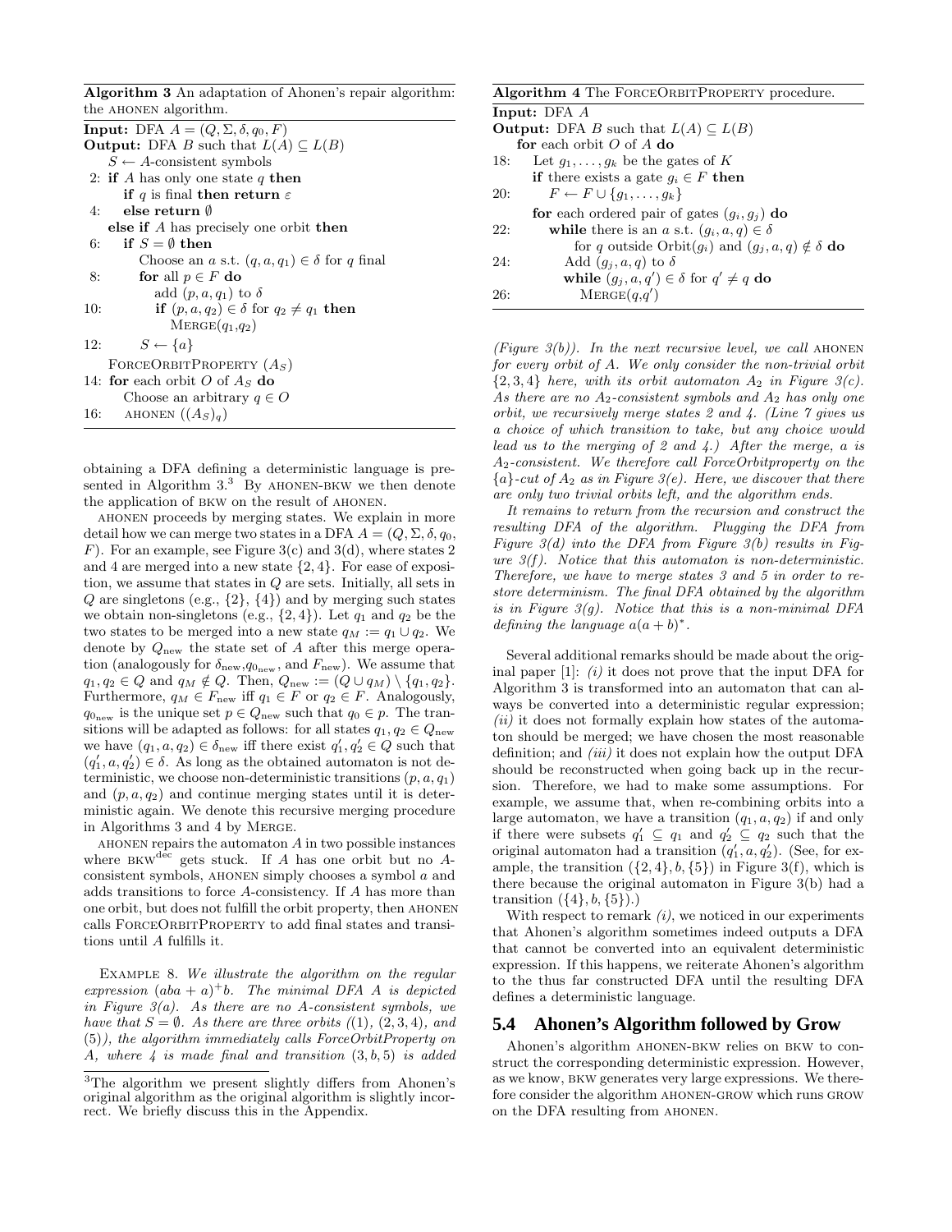**Algorithm 3** An adaptation of Ahonen's repair algorithm: the AHONEN algorithm.

```
Input: DFA A = (Q, Σ, δ, q0, F)
Output: DFA B such that L(A) ⊆ L(B)
    S ← A-consistent symbols
 2: if A has only one state q then
        if q is final then return ε
 4:     else return ∅
    else if A has precisely one orbit then
 6:     if S = ∅ then
            Choose an a s.t. (q, a, q1) ∈ δ for q final
 8:         for all p ∈ F do
                add (p, a, q1) to δ
10:             if (p, a, q2) ∈ δ for q2 ≠ q1 then
                    MERGE(q1,q2)
12:         S ← {a}
    FORCEORBITPROPERTY (A_S)
14: for each orbit O of A_S do
        Choose an arbitrary q ∈ O
16:     AHONEN ((A_S)_q)
```

**Algorithm 4** The FORCEORBITPROPERTY procedure.

```
Input: DFA A
Output: DFA B such that L(A) ⊆ L(B)
    for each orbit O of A do
18:     Let g1, ..., gk be the gates of K
        if there exists a gate gi ∈ F then
20:         F ← F ∪ {g1, ..., gk}
        for each ordered pair of gates (gi, gj) do
22:         while there is an a s.t. (gi, a, q) ∈ δ
                for q outside Orbit(gi) and (gj, a, q) ∉ δ do
24:             Add (gj, a, q) to δ
                while (gj, a, q') ∈ δ for q' ≠ q do
26:                 MERGE(q,q')
```

obtaining a DFA defining a deterministic language is presented in Algorithm 3.[3] By AHONEN-BKW we then denote the application of BKW on the result of AHONEN.

AHONEN proceeds by merging states. We explain in more detail how we can merge two states in a DFA $A = (Q, \Sigma, \delta, q_0, F)$. For an example, see Figure 3(c) and 3(d), where states 2 and 4 are merged into a new state $\{2, 4\}$. For ease of exposition, we assume that states in $Q$ are sets. Initially, all sets in $Q$ are singletons (e.g., $\{2\}$, $\{4\}$) and by merging such states we obtain non-singletons (e.g., $\{2, 4\}$). Let $q_1$ and $q_2$ be the two states to be merged into a new state $q_M := q_1 \cup q_2$. We denote by $Q_{\text{new}}$ the state set of $A$ after this merge operation (analogously for $\delta_{\text{new}}$, $q_{0_{\text{new}}}$, and $F_{\text{new}}$). We assume that $q_1, q_2 \in Q$ and $q_M \notin Q$. Then, $Q_{\text{new}} := (Q \cup q_M) \setminus \{q_1, q_2\}$. Furthermore, $q_M \in F_{\text{new}}$ iff $q_1 \in F$ or $q_2 \in F$. Analogously, $q_{0_{\text{new}}}$ is the unique set $p \in Q_{\text{new}}$ such that $q_0 \in p$. The transitions will be adapted as follows: for all states $q_1, q_2 \in Q_{\text{new}}$ we have $(q_1, a, q_2) \in \delta_{\text{new}}$ iff there exist $q_1', q_2' \in Q$ such that $(q_1', a, q_2') \in \delta$. As long as the obtained automaton is not deterministic, we choose non-deterministic transitions $(p, a, q_1)$ and $(p, a, q_2)$ and continue merging states until it is deterministic again. We denote this recursive merging procedure in Algorithms 3 and 4 by MERGE.

AHONEN repairs the automaton $A$ in two possible instances where $\text{BKW}^{\text{dec}}$ gets stuck. If $A$ has one orbit but no $A$-consistent symbols, AHONEN simply chooses a symbol $a$ and adds transitions to force $A$-consistency. If $A$ has more than one orbit, but does not fulfill the orbit property, then AHONEN calls FORCEORBITPROPERTY to add final states and transitions until $A$ fulfills it.

EXAMPLE 8. *We illustrate the algorithm on the regular expression $(aba + a)^+b$. The minimal DFA $A$ is depicted in Figure 3(a). As there are no $A$-consistent symbols, we have that $S = \emptyset$. As there are three orbits ((1), (2, 3, 4), and (5)), the algorithm immediately calls ForceOrbitProperty on $A$, where 4 is made final and transition $(3, b, 5)$ is added (Figure 3(b)). In the next recursive level, we call* AHONEN *for every orbit of $A$. We only consider the non-trivial orbit $\{2, 3, 4\}$ here, with its orbit automaton $A_2$ in Figure 3(c). As there are no $A_2$-consistent symbols and $A_2$ has only one orbit, we recursively merge states 2 and 4. (Line 7 gives us a choice of which transition to take, but any choice would lead us to the merging of 2 and 4.) After the merge, $a$ is $A_2$-consistent. We therefore call ForceOrbitproperty on the $\{a\}$-cut of $A_2$ as in Figure 3(e). Here, we discover that there are only two trivial orbits left, and the algorithm ends.*

*It remains to return from the recursion and construct the resulting DFA of the algorithm. Plugging the DFA from Figure 3(d) into the DFA from Figure 3(b) results in Figure 3(f). Notice that this automaton is non-deterministic. Therefore, we have to merge states 3 and 5 in order to restore determinism. The final DFA obtained by the algorithm is in Figure 3(g). Notice that this is a non-minimal DFA defining the language $a(a + b)^*$.*

Several additional remarks should be made about the original paper [1]: *(i)* it does not prove that the input DFA for Algorithm 3 is transformed into an automaton that can always be converted into a deterministic regular expression; *(ii)* it does not formally explain how states of the automaton should be merged; we have chosen the most reasonable definition; and *(iii)* it does not explain how the output DFA should be reconstructed when going back up in the recursion. Therefore, we had to make some assumptions. For example, we assume that, when re-combining orbits into a large automaton, we have a transition $(q_1, a, q_2)$ if and only if there were subsets $q_1' \subseteq q_1$ and $q_2' \subseteq q_2$ such that the original automaton had a transition $(q_1', a, q_2')$. (See, for example, the transition $(\{2, 4\}, b, \{5\})$ in Figure 3(f), which is there because the original automaton in Figure 3(b) had a transition $(\{4\}, b, \{5\})$.)

With respect to remark *(i)*, we noticed in our experiments that Ahonen's algorithm sometimes indeed outputs a DFA that cannot be converted into an equivalent deterministic expression. If this happens, we reiterate Ahonen's algorithm to the thus far constructed DFA until the resulting DFA defines a deterministic language.

## 5.4 Ahonen's Algorithm followed by Grow

Ahonen's algorithm AHONEN-BKW relies on BKW to construct the corresponding deterministic expression. However, as we know, BKW generates very large expressions. We therefore consider the algorithm AHONEN-GROW which runs GROW on the DFA resulting from AHONEN.

[3] The algorithm we present slightly differs from Ahonen's original algorithm as the original algorithm is slightly incorrect. We briefly discuss this in the Appendix.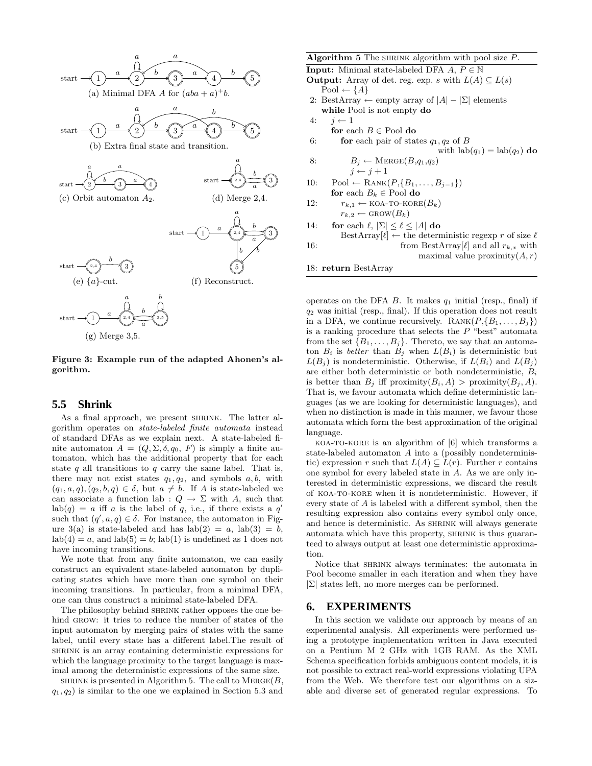Figure 3: Example run of the adapted Ahonen's algorithm.

(a) Minimal DFA $A$ for $(aba + a)^{+}b$.

(b) Extra final state and transition.

(c) Orbit automaton $A_2$.

(d) Merge 2,4.

(e) $\{a\}$-cut.

(f) Reconstruct.

(g) Merge 3,5.

## 5.5 Shrink

As a final approach, we present SHRINK. The latter algorithm operates on *state-labeled finite automata* instead of standard DFAs as we explain next. A state-labeled finite automaton $A = (Q, \Sigma, \delta, q_0, F)$ is simply a finite automaton, which has the additional property that for each state $q$ all transitions to $q$ carry the same label. That is, there may not exist states $q_1, q_2$, and symbols $a, b$, with $(q_1, a, q), (q_2, b, q) \in \delta$, but $a \neq b$. If $A$ is state-labeled we can associate a function lab : $Q \rightarrow \Sigma$ with $A$, such that $\text{lab}(q) = a$ iff $a$ is the label of $q$, i.e., if there exists a $q'$ such that $(q', a, q) \in \delta$. For instance, the automaton in Figure 3(a) is state-labeled and has $\text{lab}(2) = a$, $\text{lab}(3) = b$, $\text{lab}(4) = a$, and $\text{lab}(5) = b$; lab(1) is undefined as 1 does not have incoming transitions.

We note that from any finite automaton, we can easily construct an equivalent state-labeled automaton by duplicating states which have more than one symbol on their incoming transitions. In particular, from a minimal DFA, one can thus construct a minimal state-labeled DFA.

The philosophy behind SHRINK rather opposes the one behind GROW: it tries to reduce the number of states of the input automaton by merging pairs of states with the same label, until every state has a different label.The result of SHRINK is an array containing deterministic expressions for which the language proximity to the target language is maximal among the deterministic expressions of the same size.

SHRINK is presented in Algorithm 5. The call to MERGE($B$, $q_1, q_2$) is similar to the one we explained in Section 5.3 and operates on the DFA $B$. It makes $q_1$ initial (resp., final) if $q_2$ was initial (resp., final). If this operation does not result in a DFA, we continue recursively. RANK($P$,$\{B_1, \ldots, B_j\}$) is a ranking procedure that selects the $P$ "best" automata from the set $\{B_1, \ldots, B_j\}$. Thereto, we say that an automaton $B_i$ is *better* than $B_j$ when $L(B_i)$ is deterministic but $L(B_j)$ is nondeterministic. Otherwise, if $L(B_i)$ and $L(B_j)$ are either both deterministic or both nondeterministic, $B_i$ is better than $B_j$ iff proximity$(B_i, A) >$ proximity$(B_j, A)$. That is, we favour automata which define deterministic languages (as we are looking for deterministic languages), and when no distinction is made in this manner, we favour those automata which form the best approximation of the original language.

**Algorithm 5** The SHRINK algorithm with pool size $P$.

```
Input: Minimal state-labeled DFA A, P ∈ ℕ
Output: Array of det. reg. exp. s with L(A) ⊆ L(s)
    Pool ← {A}
 2: BestArray ← empty array of |A| − |Σ| elements
    while Pool is not empty do
 4:   j ← 1
      for each B ∈ Pool do
 6:     for each pair of states q1, q2 of B
                          with lab(q1) = lab(q2) do
 8:       Bj ← MERGE(B,q1,q2)
          j ← j + 1
10:   Pool ← RANK(P,{B1, ..., Bj−1})
      for each Bk ∈ Pool do
12:     rk,1 ← KOA-TO-KORE(Bk)
        rk,2 ← GROW(Bk)
14:   for each ℓ, |Σ| ≤ ℓ ≤ |A| do
        BestArray[ℓ] ← the deterministic regexp r of size ℓ
16:                from BestArray[ℓ] and all rk,x with
                          maximal value proximity(A, r)
18: return BestArray
```

KOA-TO-KORE is an algorithm of [6] which transforms a state-labeled automaton $A$ into a (possibly nondeterministic) expression $r$ such that $L(A) \subseteq L(r)$. Further $r$ contains one symbol for every labeled state in $A$. As we are only interested in deterministic expressions, we discard the result of KOA-TO-KORE when it is nondeterministic. However, if every state of $A$ is labeled with a different symbol, then the resulting expression also contains every symbol only once, and hence is deterministic. As SHRINK will always generate automata which have this property, SHRINK is thus guaranteed to always output at least one deterministic approximation.

Notice that SHRINK always terminates: the automata in Pool become smaller in each iteration and when they have $|\Sigma|$ states left, no more merges can be performed.

# 6. EXPERIMENTS

In this section we validate our approach by means of an experimental analysis. All experiments were performed using a prototype implementation written in Java executed on a Pentium M 2 GHz with 1GB RAM. As the XML Schema specification forbids ambiguous content models, it is not possible to extract real-world expressions violating UPA from the Web. We therefore test our algorithms on a sizable and diverse set of generated regular expressions. To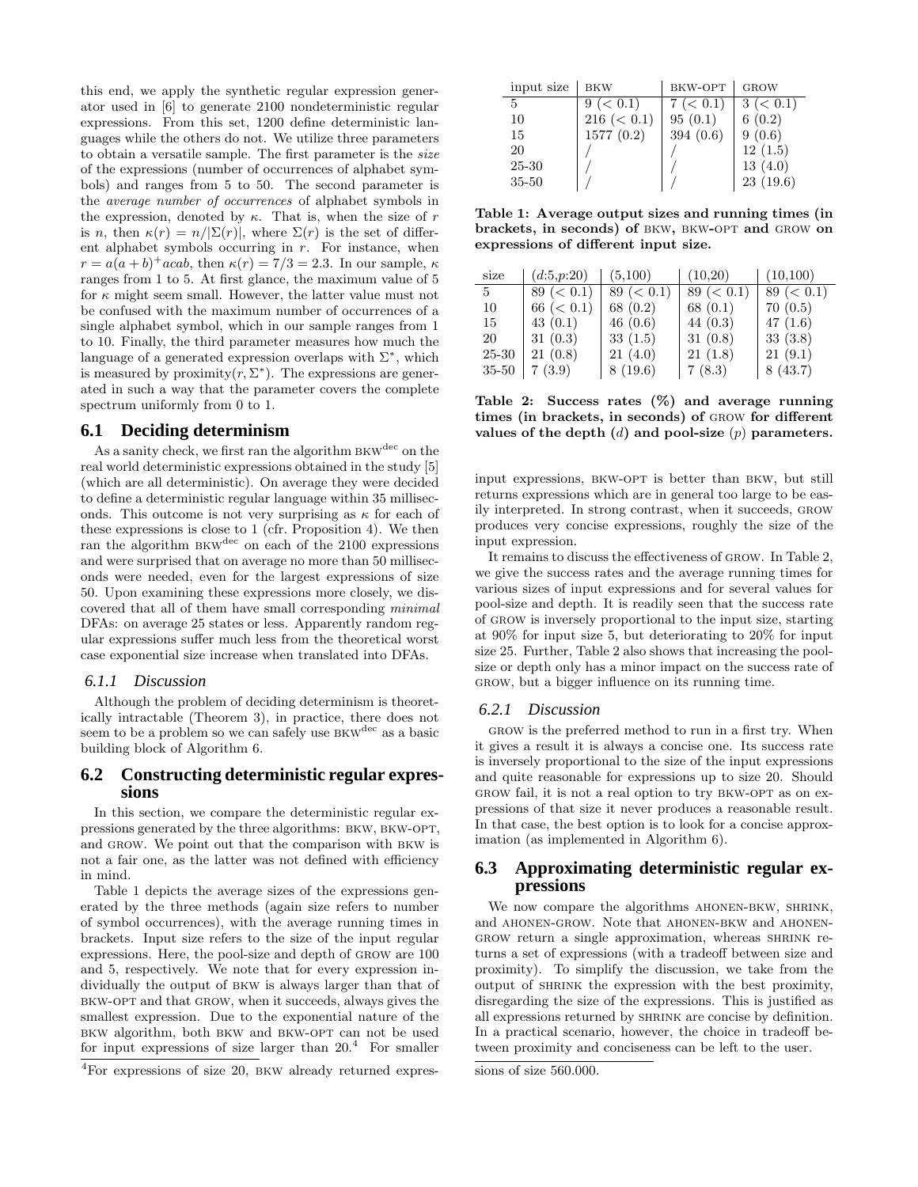this end, we apply the synthetic regular expression generator used in [6] to generate 2100 nondeterministic regular expressions. From this set, 1200 define deterministic languages while the others do not. We utilize three parameters to obtain a versatile sample. The first parameter is the *size* of the expressions (number of occurrences of alphabet symbols) and ranges from 5 to 50. The second parameter is the *average number of occurrences* of alphabet symbols in the expression, denoted by $\kappa$. That is, when the size of $r$ is $n$, then $\kappa(r) = n/|\Sigma(r)|$, where $\Sigma(r)$ is the set of different alphabet symbols occurring in $r$. For instance, when $r = a(a+b)^+acab$, then $\kappa(r) = 7/3 = 2.3$. In our sample, $\kappa$ ranges from 1 to 5. At first glance, the maximum value of 5 for $\kappa$ might seem small. However, the latter value must not be confused with the maximum number of occurrences of a single alphabet symbol, which in our sample ranges from 1 to 10. Finally, the third parameter measures how much the language of a generated expression overlaps with $\Sigma^*$, which is measured by proximity$(r, \Sigma^*)$. The expressions are generated in such a way that the parameter covers the complete spectrum uniformly from 0 to 1.

## 6.1 Deciding determinism

As a sanity check, we first ran the algorithm BKW$^{\text{dec}}$ on the real world deterministic expressions obtained in the study [5] (which are all deterministic). On average they were decided to define a deterministic regular language within 35 milliseconds. This outcome is not very surprising as $\kappa$ for each of these expressions is close to 1 (cfr. Proposition 4). We then ran the algorithm BKW$^{\text{dec}}$ on each of the 2100 expressions and were surprised that on average no more than 50 milliseconds were needed, even for the largest expressions of size 50. Upon examining these expressions more closely, we discovered that all of them have small corresponding *minimal* DFAs: on average 25 states or less. Apparently random regular expressions suffer much less from the theoretical worst case exponential size increase when translated into DFAs.

### 6.1.1 Discussion

Although the problem of deciding determinism is theoretically intractable (Theorem 3), in practice, there does not seem to be a problem so we can safely use BKW$^{\text{dec}}$ as a basic building block of Algorithm 6.

## 6.2 Constructing deterministic regular expressions

In this section, we compare the deterministic regular expressions generated by the three algorithms: BKW, BKW-OPT, and GROW. We point out that the comparison with BKW is not a fair one, as the latter was not defined with efficiency in mind.

Table 1 depicts the average sizes of the expressions generated by the three methods (again size refers to number of symbol occurrences), with the average running times in brackets. Input size refers to the size of the input regular expressions. Here, the pool-size and depth of GROW are 100 and 5, respectively. We note that for every expression individually the output of BKW is always larger than that of BKW-OPT and that GROW, when it succeeds, always gives the smallest expression. Due to the exponential nature of the BKW algorithm, both BKW and BKW-OPT can not be used for input expressions of size larger than 20.[4] For smaller input expressions, BKW-OPT is better than BKW, but still returns expressions which are in general too large to be easily interpreted. In strong contrast, when it succeeds, GROW produces very concise expressions, roughly the size of the input expression.

| input size | BKW | BKW-OPT | GROW |
|---|---|---|---|
| 5 | 9 (< 0.1) | 7 (< 0.1) | 3 (< 0.1) |
| 10 | 216 (< 0.1) | 95 (0.1) | 6 (0.2) |
| 15 | 1577 (0.2) | 394 (0.6) | 9 (0.6) |
| 20 | / | / | 12 (1.5) |
| 25-30 | / | / | 13 (4.0) |
| 35-50 | / | / | 23 (19.6) |

**Table 1: Average output sizes and running times (in brackets, in seconds) of BKW, BKW-OPT and GROW on expressions of different input size.**

| size | ($d$:5,$p$:20) | (5,100) | (10,20) | (10,100) |
|---|---|---|---|---|
| 5 | 89 (< 0.1) | 89 (< 0.1) | 89 (< 0.1) | 89 (< 0.1) |
| 10 | 66 (< 0.1) | 68 (0.2) | 68 (0.1) | 70 (0.5) |
| 15 | 43 (0.1) | 46 (0.6) | 44 (0.3) | 47 (1.6) |
| 20 | 31 (0.3) | 33 (1.5) | 31 (0.8) | 33 (3.8) |
| 25-30 | 21 (0.8) | 21 (4.0) | 21 (1.8) | 21 (9.1) |
| 35-50 | 7 (3.9) | 8 (19.6) | 7 (8.3) | 8 (43.7) |

**Table 2: Success rates (%) and average running times (in brackets, in seconds) of GROW for different values of the depth ($d$) and pool-size ($p$) parameters.**

It remains to discuss the effectiveness of GROW. In Table 2, we give the success rates and the average running times for various sizes of input expressions and for several values for pool-size and depth. It is readily seen that the success rate of GROW is inversely proportional to the input size, starting at 90% for input size 5, but deteriorating to 20% for input size 25. Further, Table 2 also shows that increasing the pool-size or depth only has a minor impact on the success rate of GROW, but a bigger influence on its running time.

### 6.2.1 Discussion

GROW is the preferred method to run in a first try. When it gives a result it is always a concise one. Its success rate is inversely proportional to the size of the input expressions and quite reasonable for expressions up to size 20. Should GROW fail, it is not a real option to try BKW-OPT as on expressions of that size it never produces a reasonable result. In that case, the best option is to look for a concise approximation (as implemented in Algorithm 6).

## 6.3 Approximating deterministic regular expressions

We now compare the algorithms AHONEN-BKW, SHRINK, and AHONEN-GROW. Note that AHONEN-BKW and AHONEN-GROW return a single approximation, whereas SHRINK returns a set of expressions (with a tradeoff between size and proximity). To simplify the discussion, we take from the output of SHRINK the expression with the best proximity, disregarding the size of the expressions. This is justified as all expressions returned by SHRINK are concise by definition. In a practical scenario, however, the choice in tradeoff between proximity and conciseness can be left to the user.

[4] For expressions of size 20, BKW already returned expressions of size 560.000.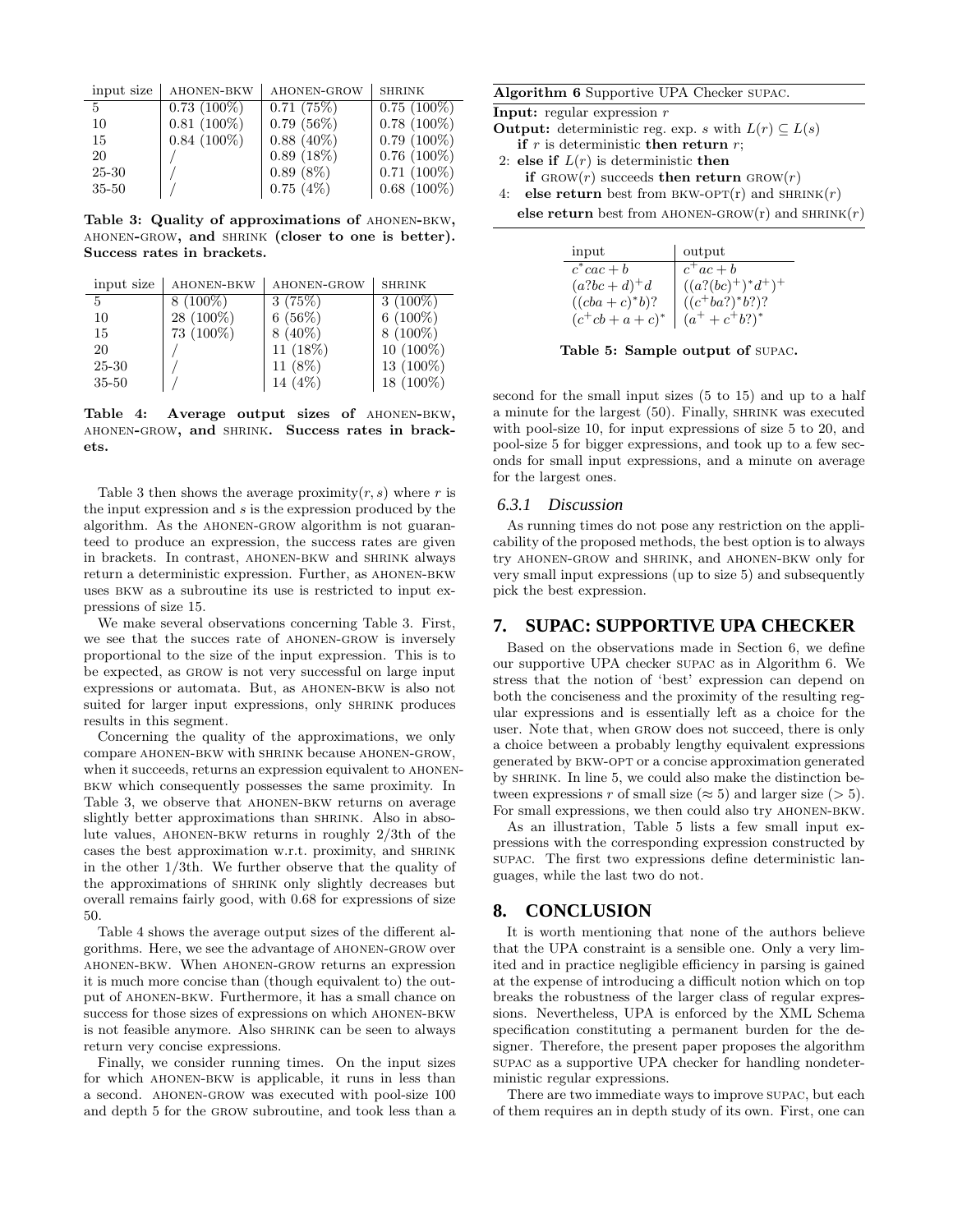| input size | AHONEN-BKW | AHONEN-GROW | SHRINK |
|---|---|---|---|
| 5 | 0.73 (100%) | 0.71 (75%) | 0.75 (100%) |
| 10 | 0.81 (100%) | 0.79 (56%) | 0.78 (100%) |
| 15 | 0.84 (100%) | 0.88 (40%) | 0.79 (100%) |
| 20 | / | 0.89 (18%) | 0.76 (100%) |
| 25-30 | / | 0.89 (8%) | 0.71 (100%) |
| 35-50 | / | 0.75 (4%) | 0.68 (100%) |

**Table 3: Quality of approximations of AHONEN-BKW, AHONEN-GROW, and SHRINK (closer to one is better). Success rates in brackets.**

| input size | AHONEN-BKW | AHONEN-GROW | SHRINK |
|---|---|---|---|
| 5 | 8 (100%) | 3 (75%) | 3 (100%) |
| 10 | 28 (100%) | 6 (56%) | 6 (100%) |
| 15 | 73 (100%) | 8 (40%) | 8 (100%) |
| 20 | / | 11 (18%) | 10 (100%) |
| 25-30 | / | 11 (8%) | 13 (100%) |
| 35-50 | / | 14 (4%) | 18 (100%) |

**Table 4: Average output sizes of AHONEN-BKW, AHONEN-GROW, and SHRINK. Success rates in brackets.**

Table 3 then shows the average proximity$(r, s)$ where $r$ is the input expression and $s$ is the expression produced by the algorithm. As the AHONEN-GROW algorithm is not guaranteed to produce an expression, the success rates are given in brackets. In contrast, AHONEN-BKW and SHRINK always return a deterministic expression. Further, as AHONEN-BKW uses BKW as a subroutine its use is restricted to input expressions of size 15.

We make several observations concerning Table 3. First, we see that the succes rate of AHONEN-GROW is inversely proportional to the size of the input expression. This is to be expected, as GROW is not very successful on large input expressions or automata. But, as AHONEN-BKW is also not suited for larger input expressions, only SHRINK produces results in this segment.

Concerning the quality of the approximations, we only compare AHONEN-BKW with SHRINK because AHONEN-GROW, when it succeeds, returns an expression equivalent to AHONEN-BKW which consequently possesses the same proximity. In Table 3, we observe that AHONEN-BKW returns on average slightly better approximations than SHRINK. Also in absolute values, AHONEN-BKW returns in roughly 2/3th of the cases the best approximation w.r.t. proximity, and SHRINK in the other 1/3th. We further observe that the quality of the approximations of SHRINK only slightly decreases but overall remains fairly good, with 0.68 for expressions of size 50.

Table 4 shows the average output sizes of the different algorithms. Here, we see the advantage of AHONEN-GROW over AHONEN-BKW. When AHONEN-GROW returns an expression it is much more concise than (though equivalent to) the output of AHONEN-BKW. Furthermore, it has a small chance on success for those sizes of expressions on which AHONEN-BKW is not feasible anymore. Also SHRINK can be seen to always return very concise expressions.

Finally, we consider running times. On the input sizes for which AHONEN-BKW is applicable, it runs in less than a second. AHONEN-GROW was executed with pool-size 100 and depth 5 for the GROW subroutine, and took less than a second for the small input sizes (5 to 15) and up to a half a minute for the largest (50). Finally, SHRINK was executed with pool-size 10, for input expressions of size 5 to 20, and pool-size 5 for bigger expressions, and took up to a few seconds for small input expressions, and a minute on average for the largest ones.

### 6.3.1 Discussion

As running times do not pose any restriction on the applicability of the proposed methods, the best option is to always try AHONEN-GROW and SHRINK, and AHONEN-BKW only for very small input expressions (up to size 5) and subsequently pick the best expression.

**Algorithm 6** Supportive UPA Checker SUPAC.

**Input:** regular expression $r$
**Output:** deterministic reg. exp. $s$ with $L(r) \subseteq L(s)$

```
   if r is deterministic then return r;
2: else if L(r) is deterministic then
     if GROW(r) succeeds then return GROW(r)
4:   else return best from BKW-OPT(r) and SHRINK(r)
   else return best from AHONEN-GROW(r) and SHRINK(r)
```

| input | output |
|---|---|
| $c^*cac + b$ | $c^+ac + b$ |
| $(a?bc + d)^+d$ | $((a?(bc)^+)^*d^+)^+$ |
| $((cba + c)^*b)?$ | $((c^+ba?)^*b?)?$ |
| $(c^+cb + a + c)^*$ | $(a^+ + c^+b?)^*$ |

**Table 5: Sample output of SUPAC.**

## 7. SUPAC: SUPPORTIVE UPA CHECKER

Based on the observations made in Section 6, we define our supportive UPA checker SUPAC as in Algorithm 6. We stress that the notion of 'best' expression can depend on both the conciseness and the proximity of the resulting regular expressions and is essentially left as a choice for the user. Note that, when GROW does not succeed, there is only a choice between a probably lengthy equivalent expressions generated by BKW-OPT or a concise approximation generated by SHRINK. In line 5, we could also make the distinction between expressions $r$ of small size ($\approx 5$) and larger size ($> 5$). For small expressions, we then could also try AHONEN-BKW.

As an illustration, Table 5 lists a few small input expressions with the corresponding expression constructed by SUPAC. The first two expressions define deterministic languages, while the last two do not.

## 8. CONCLUSION

It is worth mentioning that none of the authors believe that the UPA constraint is a sensible one. Only a very limited and in practice negligible efficiency in parsing is gained at the expense of introducing a difficult notion which on top breaks the robustness of the larger class of regular expressions. Nevertheless, UPA is enforced by the XML Schema specification constituting a permanent burden for the designer. Therefore, the present paper proposes the algorithm SUPAC as a supportive UPA checker for handling nondeterministic regular expressions.

There are two immediate ways to improve SUPAC, but each of them requires an in depth study of its own. First, one can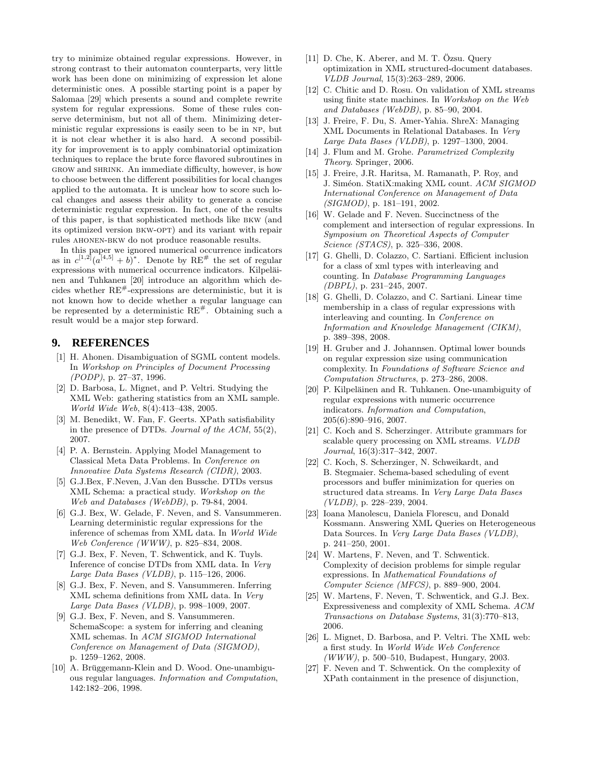try to minimize obtained regular expressions. However, in strong contrast to their automaton counterparts, very little work has been done on minimizing of expression let alone deterministic ones. A possible starting point is a paper by Salomaa [29] which presents a sound and complete rewrite system for regular expressions. Some of these rules conserve determinism, but not all of them. Minimizing deterministic regular expressions is easily seen to be in NP, but it is not clear whether it is also hard. A second possibility for improvement is to apply combinatorial optimization techniques to replace the brute force flavored subroutines in GROW and SHRINK. An immediate difficulty, however, is how to choose between the different possibilities for local changes applied to the automata. It is unclear how to score such local changes and assess their ability to generate a concise deterministic regular expression. In fact, one of the results of this paper, is that sophisticated methods like BKW (and its optimized version BKW-OPT) and its variant with repair rules AHONEN-BKW do not produce reasonable results.

In this paper we ignored numerical occurrence indicators as in $c^{[1,2]}(a^{[4,5]}+b)^*$. Denote by $\mathrm{RE}^{\#}$ the set of regular expressions with numerical occurrence indicators. Kilpeläinen and Tuhkanen [20] introduce an algorithm which decides whether $\mathrm{RE}^{\#}$-expressions are deterministic, but it is not known how to decide whether a regular language can be represented by a deterministic $\mathrm{RE}^{\#}$. Obtaining such a result would be a major step forward.

## 9. REFERENCES

[1] H. Ahonen. Disambiguation of SGML content models. In *Workshop on Principles of Document Processing (PODP)*, p. 27–37, 1996.

[2] D. Barbosa, L. Mignet, and P. Veltri. Studying the XML Web: gathering statistics from an XML sample. *World Wide Web*, 8(4):413–438, 2005.

[3] M. Benedikt, W. Fan, F. Geerts. XPath satisfiability in the presence of DTDs. *Journal of the ACM*, 55(2), 2007.

[4] P. A. Bernstein. Applying Model Management to Classical Meta Data Problems. In *Conference on Innovative Data Systems Research (CIDR)*, 2003.

[5] G.J.Bex, F.Neven, J.Van den Bussche. DTDs versus XML Schema: a practical study. *Workshop on the Web and Databases (WebDB)*, p. 79-84, 2004.

[6] G.J. Bex, W. Gelade, F. Neven, and S. Vansummeren. Learning deterministic regular expressions for the inference of schemas from XML data. In *World Wide Web Conference (WWW)*, p. 825–834, 2008.

[7] G.J. Bex, F. Neven, T. Schwentick, and K. Tuyls. Inference of concise DTDs from XML data. In *Very Large Data Bases (VLDB)*, p. 115–126, 2006.

[8] G.J. Bex, F. Neven, and S. Vansummeren. Inferring XML schema definitions from XML data. In *Very Large Data Bases (VLDB)*, p. 998–1009, 2007.

[9] G.J. Bex, F. Neven, and S. Vansummeren. SchemaScope: a system for inferring and cleaning XML schemas. In *ACM SIGMOD International Conference on Management of Data (SIGMOD)*, p. 1259–1262, 2008.

[10] A. Brüggemann-Klein and D. Wood. One-unambiguous regular languages. *Information and Computation*, 142:182–206, 1998.

[11] D. Che, K. Aberer, and M. T. Özsu. Query optimization in XML structured-document databases. *VLDB Journal*, 15(3):263–289, 2006.

[12] C. Chitic and D. Rosu. On validation of XML streams using finite state machines. In *Workshop on the Web and Databases (WebDB)*, p. 85–90, 2004.

[13] J. Freire, F. Du, S. Amer-Yahia. ShreX: Managing XML Documents in Relational Databases. In *Very Large Data Bases (VLDB)*, p. 1297–1300, 2004.

[14] J. Flum and M. Grohe. *Parametrized Complexity Theory*. Springer, 2006.

[15] J. Freire, J.R. Haritsa, M. Ramanath, P. Roy, and J. Siméon. StatiX:making XML count. *ACM SIGMOD International Conference on Management of Data (SIGMOD)*, p. 181–191, 2002.

[16] W. Gelade and F. Neven. Succinctness of the complement and intersection of regular expressions. In *Symposium on Theoretical Aspects of Computer Science (STACS)*, p. 325–336, 2008.

[17] G. Ghelli, D. Colazzo, C. Sartiani. Efficient inclusion for a class of xml types with interleaving and counting. In *Database Programming Languages (DBPL)*, p. 231–245, 2007.

[18] G. Ghelli, D. Colazzo, and C. Sartiani. Linear time membership in a class of regular expressions with interleaving and counting. In *Conference on Information and Knowledge Management (CIKM)*, p. 389–398, 2008.

[19] H. Gruber and J. Johannsen. Optimal lower bounds on regular expression size using communication complexity. In *Foundations of Software Science and Computation Structures*, p. 273–286, 2008.

[20] P. Kilpeläinen and R. Tuhkanen. One-unambiguity of regular expressions with numeric occurrence indicators. *Information and Computation*, 205(6):890–916, 2007.

[21] C. Koch and S. Scherzinger. Attribute grammars for scalable query processing on XML streams. *VLDB Journal*, 16(3):317–342, 2007.

[22] C. Koch, S. Scherzinger, N. Schweikardt, and B. Stegmaier. Schema-based scheduling of event processors and buffer minimization for queries on structured data streams. In *Very Large Data Bases (VLDB)*, p. 228–239, 2004.

[23] Ioana Manolescu, Daniela Florescu, and Donald Kossmann. Answering XML Queries on Heterogeneous Data Sources. In *Very Large Data Bases (VLDB)*, p. 241–250, 2001.

[24] W. Martens, F. Neven, and T. Schwentick. Complexity of decision problems for simple regular expressions. In *Mathematical Foundations of Computer Science (MFCS)*, p. 889–900, 2004.

[25] W. Martens, F. Neven, T. Schwentick, and G.J. Bex. Expressiveness and complexity of XML Schema. *ACM Transactions on Database Systems*, 31(3):770–813, 2006.

[26] L. Mignet, D. Barbosa, and P. Veltri. The XML web: a first study. In *World Wide Web Conference (WWW)*, p. 500–510, Budapest, Hungary, 2003.

[27] F. Neven and T. Schwentick. On the complexity of XPath containment in the presence of disjunction,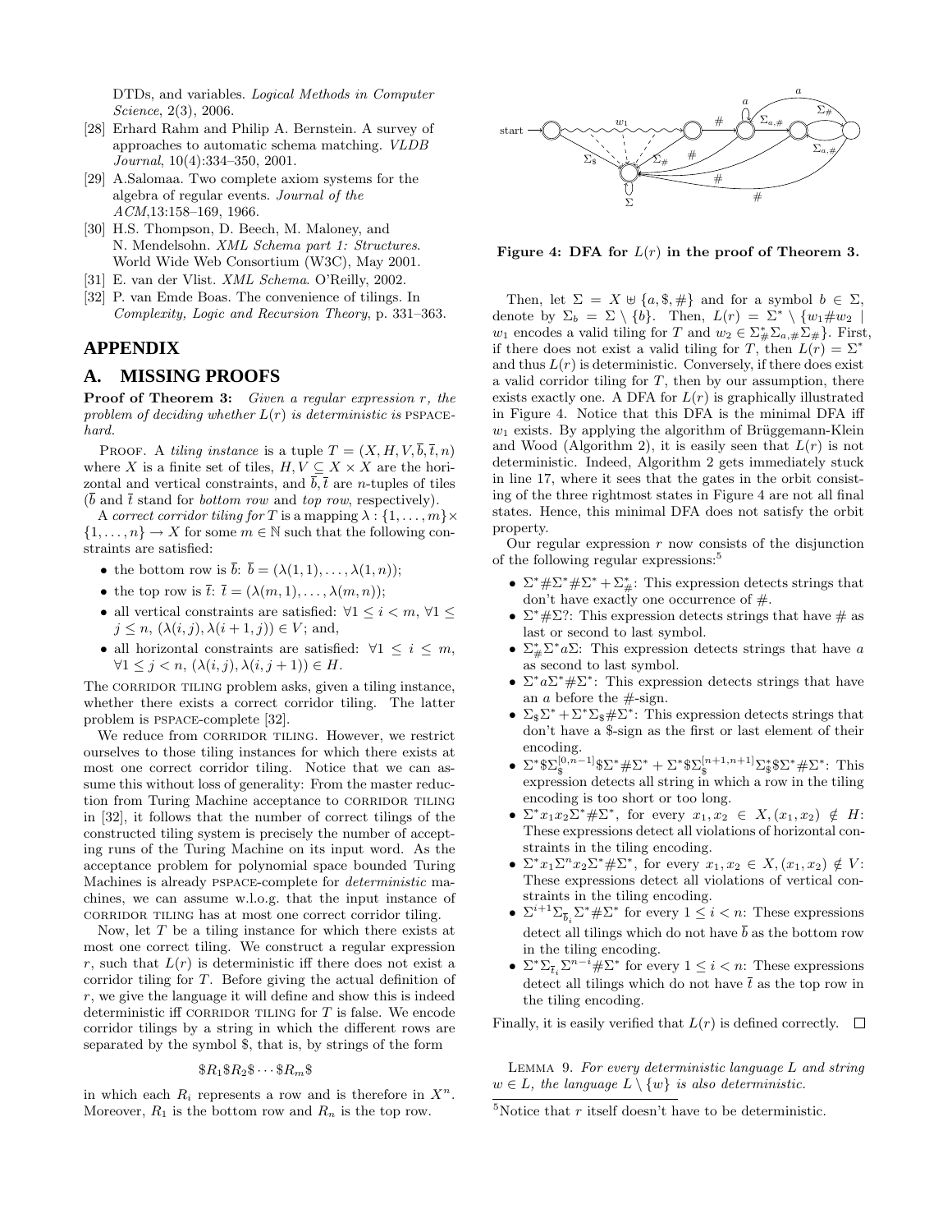DTDs, and variables. *Logical Methods in Computer Science*, 2(3), 2006.

[28] Erhard Rahm and Philip A. Bernstein. A survey of approaches to automatic schema matching. *VLDB Journal*, 10(4):334–350, 2001.

[29] A.Salomaa. Two complete axiom systems for the algebra of regular events. *Journal of the ACM*,13:158–169, 1966.

[30] H.S. Thompson, D. Beech, M. Maloney, and N. Mendelsohn. *XML Schema part 1: Structures*. World Wide Web Consortium (W3C), May 2001.

[31] E. van der Vlist. *XML Schema*. O'Reilly, 2002.

[32] P. van Emde Boas. The convenience of tilings. In *Complexity, Logic and Recursion Theory*, p. 331–363.

# APPENDIX

## A. MISSING PROOFS

**Proof of Theorem 3:** *Given a regular expression $r$, the problem of deciding whether $L(r)$ is deterministic is* PSPACE-*hard.*

PROOF. A *tiling instance* is a tuple $T = (X, H, V, \overline{b}, \overline{t}, n)$ where $X$ is a finite set of tiles, $H, V \subseteq X \times X$ are the horizontal and vertical constraints, and $\overline{b}, \overline{t}$ are $n$-tuples of tiles ($\overline{b}$ and $\overline{t}$ stand for *bottom row* and *top row*, respectively).

A *correct corridor tiling for* $T$ is a mapping $\lambda : \{1, \ldots, m\} \times \{1, \ldots, n\} \to X$ for some $m \in \mathbb{N}$ such that the following constraints are satisfied:

- the bottom row is $\overline{b}$: $\overline{b} = (\lambda(1, 1), \ldots, \lambda(1, n))$;
- the top row is $\overline{t}$: $\overline{t} = (\lambda(m, 1), \ldots, \lambda(m, n))$;
- all vertical constraints are satisfied: $\forall 1 \leq i < m$, $\forall 1 \leq j \leq n$, $(\lambda(i, j), \lambda(i + 1, j)) \in V$; and,
- all horizontal constraints are satisfied: $\forall 1 \leq i \leq m$, $\forall 1 \leq j < n$, $(\lambda(i, j), \lambda(i, j + 1)) \in H$.

The CORRIDOR TILING problem asks, given a tiling instance, whether there exists a correct corridor tiling. The latter problem is PSPACE-complete [32].

We reduce from CORRIDOR TILING. However, we restrict ourselves to those tiling instances for which there exists at most one correct corridor tiling. Notice that we can assume this without loss of generality: From the master reduction from Turing Machine acceptance to CORRIDOR TILING in [32], it follows that the number of correct tilings of the constructed tiling system is precisely the number of accepting runs of the Turing Machine on its input word. As the acceptance problem for polynomial space bounded Turing Machines is already PSPACE-complete for *deterministic* machines, we can assume w.l.o.g. that the input instance of CORRIDOR TILING has at most one correct corridor tiling.

Now, let $T$ be a tiling instance for which there exists at most one correct tiling. We construct a regular expression $r$, such that $L(r)$ is deterministic iff there does not exist a corridor tiling for $T$. Before giving the actual definition of $r$, we give the language it will define and show this is indeed deterministic iff CORRIDOR TILING for $T$ is false. We encode corridor tilings by a string in which the different rows are separated by the symbol \$, that is, by strings of the form

$$\$R_1\$R_2\$ \cdots \$R_m\$$$

in which each $R_i$ represents a row and is therefore in $X^n$. Moreover, $R_1$ is the bottom row and $R_n$ is the top row.

Figure 4: DFA for $L(r)$ in the proof of Theorem 3.

Then, let $\Sigma = X \uplus \{a, \$, \#\}$ and for a symbol $b \in \Sigma$, denote by $\Sigma_b = \Sigma \setminus \{b\}$. Then, $L(r) = \Sigma^* \setminus \{w_1\#w_2 \mid w_1$ encodes a valid tiling for $T$ and $w_2 \in \Sigma_\#^* \Sigma_{a,\#} \Sigma_\#\}$. First, if there does not exist a valid tiling for $T$, then $L(r) = \Sigma^*$ and thus $L(r)$ is deterministic. Conversely, if there does exist a valid corridor tiling for $T$, then by our assumption, there exists exactly one. A DFA for $L(r)$ is graphically illustrated in Figure 4. Notice that this DFA is the minimal DFA iff $w_1$ exists. By applying the algorithm of Brüggemann-Klein and Wood (Algorithm 2), it is easily seen that $L(r)$ is not deterministic. Indeed, Algorithm 2 gets immediately stuck in line 17, where it sees that the gates in the orbit consisting of the three rightmost states in Figure 4 are not all final states. Hence, this minimal DFA does not satisfy the orbit property.

Our regular expression $r$ now consists of the disjunction of the following regular expressions:[5]

- $\Sigma^*\#\Sigma^*\#\Sigma^* + \Sigma_\#^*$: This expression detects strings that don't have exactly one occurrence of $\#$.
- $\Sigma^*\#\Sigma?$: This expression detects strings that have $\#$ as last or second to last symbol.
- $\Sigma_\#^*\Sigma^* a\Sigma$: This expression detects strings that have $a$ as second to last symbol.
- $\Sigma^* a\Sigma^*\#\Sigma^*$: This expression detects strings that have an $a$ before the $\#$-sign.
- $\Sigma_\$\Sigma^* + \Sigma^*\Sigma_\$\#\Sigma^*$: This expression detects strings that don't have a \$-sign as the first or last element of their encoding.
- $\Sigma^*\$\Sigma_\$^{[0,n-1]}\$\Sigma^*\#\Sigma^* + \Sigma^*\$\Sigma_\$^{[n+1,n+1]}\Sigma_\$^*\$\Sigma^*\#\Sigma^*$: This expression detects all string in which a row in the tiling encoding is too short or too long.
- $\Sigma^* x_1 x_2 \Sigma^*\#\Sigma^*$, for every $x_1, x_2 \in X, (x_1, x_2) \notin H$: These expressions detect all violations of horizontal constraints in the tiling encoding.
- $\Sigma^* x_1 \Sigma^n x_2 \Sigma^*\#\Sigma^*$, for every $x_1, x_2 \in X, (x_1, x_2) \notin V$: These expressions detect all violations of vertical constraints in the tiling encoding.
- $\Sigma^{i+1}\Sigma_{\overline{b}_i}\Sigma^*\#\Sigma^*$ for every $1 \leq i < n$: These expressions detect all tilings which do not have $\overline{b}$ as the bottom row in the tiling encoding.
- $\Sigma^*\Sigma_{\overline{t}_i}\Sigma^{n-i}\#\Sigma^*$ for every $1 \leq i < n$: These expressions detect all tilings which do not have $\overline{t}$ as the top row in the tiling encoding.

Finally, it is easily verified that $L(r)$ is defined correctly. □

LEMMA 9. *For every deterministic language $L$ and string $w \in L$, the language $L \setminus \{w\}$ is also deterministic.*

[5] Notice that $r$ itself doesn't have to be deterministic.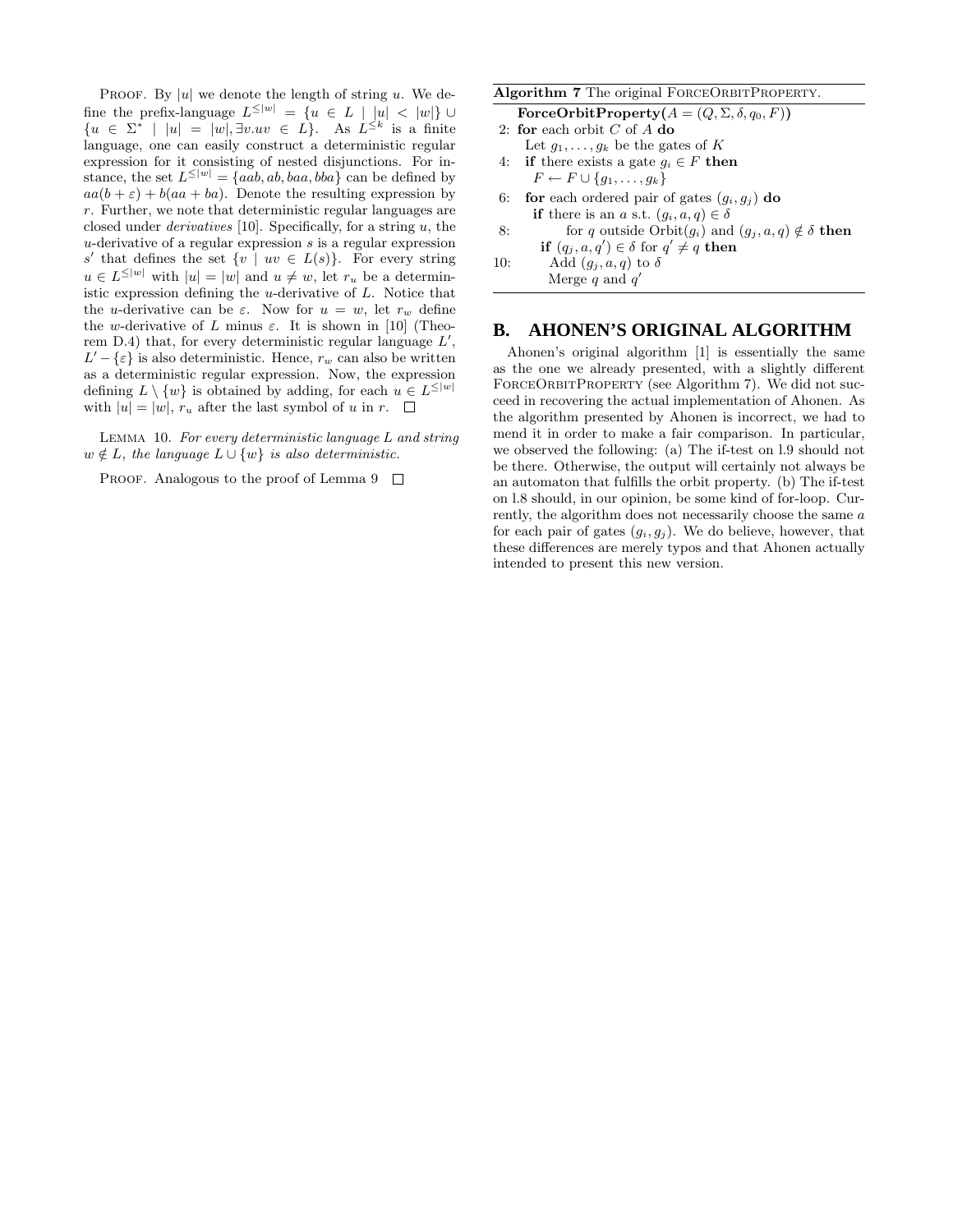PROOF. By $|u|$ we denote the length of string $u$. We define the prefix-language $L^{\leq|w|} = \{u \in L \mid |u| < |w|\} \cup \{u \in \Sigma^* \mid |u| = |w|, \exists v.uv \in L\}$. As $L^{\leq k}$ is a finite language, one can easily construct a deterministic regular expression for it consisting of nested disjunctions. For instance, the set $L^{\leq|w|} = \{aab, ab, baa, bba\}$ can be defined by $aa(b+\varepsilon) + b(aa+ba)$. Denote the resulting expression by $r$. Further, we note that deterministic regular languages are closed under *derivatives* [10]. Specifically, for a string $u$, the $u$-derivative of a regular expression $s$ is a regular expression $s'$ that defines the set $\{v \mid uv \in L(s)\}$. For every string $u \in L^{\leq|w|}$ with $|u| = |w|$ and $u \neq w$, let $r_u$ be a deterministic expression defining the $u$-derivative of $L$. Notice that the $u$-derivative can be $\varepsilon$. Now for $u = w$, let $r_w$ define the $w$-derivative of $L$ minus $\varepsilon$. It is shown in [10] (Theorem D.4) that, for every deterministic regular language $L'$, $L' - \{\varepsilon\}$ is also deterministic. Hence, $r_w$ can also be written as a deterministic regular expression. Now, the expression defining $L \setminus \{w\}$ is obtained by adding, for each $u \in L^{\leq|w|}$ with $|u| = |w|$, $r_u$ after the last symbol of $u$ in $r$. □

LEMMA 10. *For every deterministic language $L$ and string $w \notin L$, the language $L \cup \{w\}$ is also deterministic.*

PROOF. Analogous to the proof of Lemma 9 □

**Algorithm 7** The original FORCEORBITPROPERTY.

```
    ForceOrbitProperty(A = (Q, Σ, δ, q0, F))
 2: for each orbit C of A do
      Let g1, ..., gk be the gates of K
 4:   if there exists a gate gi ∈ F then
        F ← F ∪ {g1, ..., gk}
 6:   for each ordered pair of gates (gi, gj) do
        if there is an a s.t. (gi, a, q) ∈ δ
 8:        for q outside Orbit(gi) and (gj, a, q) ∉ δ then
          if (qj, a, q') ∈ δ for q' ≠ q then
10:         Add (gj, a, q) to δ
            Merge q and q'
```

## B. AHONEN'S ORIGINAL ALGORITHM

Ahonen's original algorithm [1] is essentially the same as the one we already presented, with a slightly different FORCEORBITPROPERTY (see Algorithm 7). We did not succeed in recovering the actual implementation of Ahonen. As the algorithm presented by Ahonen is incorrect, we had to mend it in order to make a fair comparison. In particular, we observed the following: (a) The if-test on l.9 should not be there. Otherwise, the output will certainly not always be an automaton that fulfills the orbit property. (b) The if-test on l.8 should, in our opinion, be some kind of for-loop. Currently, the algorithm does not necessarily choose the same $a$ for each pair of gates $(g_i, g_j)$. We do believe, however, that these differences are merely typos and that Ahonen actually intended to present this new version.